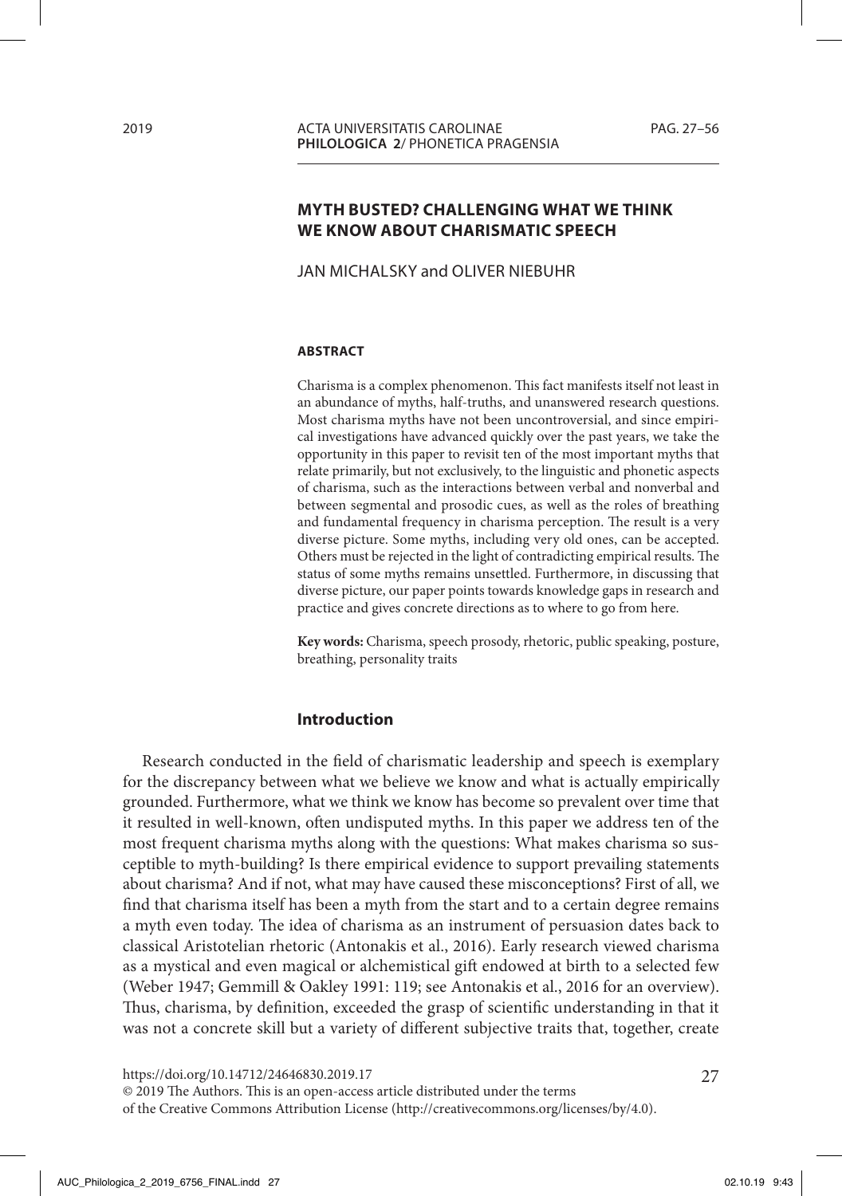# MYTH BUSTED? CHALLENGING WHAT WE THINK WE KNOW ABOUT CHARISMATIC SPEECH

JAN MICHALSKY and OLIVER NIEBUHR

#### ABSTRACT

Charisma is a complex phenomenon. This fact manifests itself not least in an abundance of myths, half-truths, and unanswered research questions. Most charisma myths have not been uncontroversial, and since empirical investigations have advanced quickly over the past years, we take the opportunity in this paper to revisit ten of the most important myths that relate primarily, but not exclusively, to the linguistic and phonetic aspects of charisma, such as the interactions between verbal and nonverbal and between segmental and prosodic cues, as well as the roles of breathing and fundamental frequency in charisma perception. The result is a very diverse picture. Some myths, including very old ones, can be accepted. Others must be rejected in the light of contradicting empirical results. The status of some myths remains unsettled. Furthermore, in discussing that diverse picture, our paper points towards knowledge gaps in research and practice and gives concrete directions as to where to go from here.

**Key words:** Charisma, speech prosody, rhetoric, public speaking, posture, breathing, personality traits

## Introduction

Research conducted in the field of charismatic leadership and speech is exemplary for the discrepancy between what we believe we know and what is actually empirically grounded. Furthermore, what we think we know has become so prevalent over time that it resulted in well-known, often undisputed myths. In this paper we address ten of the most frequent charisma myths along with the questions: What makes charisma so susceptible to myth-building? Is there empirical evidence to support prevailing statements about charisma? And if not, what may have caused these misconceptions? First of all, we find that charisma itself has been a myth from the start and to a certain degree remains a myth even today. The idea of charisma as an instrument of persuasion dates back to classical Aristotelian rhetoric (Antonakis et al., 2016). Early research viewed charisma as a mystical and even magical or alchemistical gift endowed at birth to a selected few (Weber 1947; Gemmill & Oakley 1991: 119; see Antonakis et al., 2016 for an overview). Thus, charisma, by definition, exceeded the grasp of scientific understanding in that it was not a concrete skill but a variety of different subjective traits that, together, create

https://doi.org/10.14712/24646830.2019.17
© 2019 The Authors. This is an open-access article distributed under the terms of the Creative Commons Attribution License (http://creativecommons.org/licenses/by/4.0).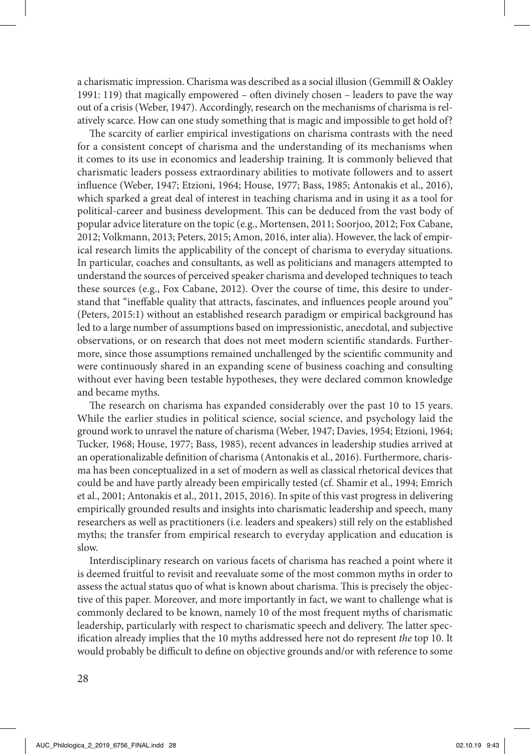a charismatic impression. Charisma was described as a social illusion (Gemmill & Oakley 1991: 119) that magically empowered – often divinely chosen – leaders to pave the way out of a crisis (Weber, 1947). Accordingly, research on the mechanisms of charisma is relatively scarce. How can one study something that is magic and impossible to get hold of?

The scarcity of earlier empirical investigations on charisma contrasts with the need for a consistent concept of charisma and the understanding of its mechanisms when it comes to its use in economics and leadership training. It is commonly believed that charismatic leaders possess extraordinary abilities to motivate followers and to assert influence (Weber, 1947; Etzioni, 1964; House, 1977; Bass, 1985; Antonakis et al., 2016), which sparked a great deal of interest in teaching charisma and in using it as a tool for political-career and business development. This can be deduced from the vast body of popular advice literature on the topic (e.g., Mortensen, 2011; Soorjoo, 2012; Fox Cabane, 2012; Volkmann, 2013; Peters, 2015; Amon, 2016, inter alia). However, the lack of empirical research limits the applicability of the concept of charisma to everyday situations. In particular, coaches and consultants, as well as politicians and managers attempted to understand the sources of perceived speaker charisma and developed techniques to teach these sources (e.g., Fox Cabane, 2012). Over the course of time, this desire to understand that "ineffable quality that attracts, fascinates, and influences people around you" (Peters, 2015:1) without an established research paradigm or empirical background has led to a large number of assumptions based on impressionistic, anecdotal, and subjective observations, or on research that does not meet modern scientific standards. Furthermore, since those assumptions remained unchallenged by the scientific community and were continuously shared in an expanding scene of business coaching and consulting without ever having been testable hypotheses, they were declared common knowledge and became myths.

The research on charisma has expanded considerably over the past 10 to 15 years. While the earlier studies in political science, social science, and psychology laid the ground work to unravel the nature of charisma (Weber, 1947; Davies, 1954; Etzioni, 1964; Tucker, 1968; House, 1977; Bass, 1985), recent advances in leadership studies arrived at an operationalizable definition of charisma (Antonakis et al., 2016). Furthermore, charisma has been conceptualized in a set of modern as well as classical rhetorical devices that could be and have partly already been empirically tested (cf. Shamir et al., 1994; Emrich et al., 2001; Antonakis et al., 2011, 2015, 2016). In spite of this vast progress in delivering empirically grounded results and insights into charismatic leadership and speech, many researchers as well as practitioners (i.e. leaders and speakers) still rely on the established myths; the transfer from empirical research to everyday application and education is slow.

Interdisciplinary research on various facets of charisma has reached a point where it is deemed fruitful to revisit and reevaluate some of the most common myths in order to assess the actual status quo of what is known about charisma. This is precisely the objective of this paper. Moreover, and more importantly in fact, we want to challenge what is commonly declared to be known, namely 10 of the most frequent myths of charismatic leadership, particularly with respect to charismatic speech and delivery. The latter specification already implies that the 10 myths addressed here not do represent *the* top 10. It would probably be difficult to define on objective grounds and/or with reference to some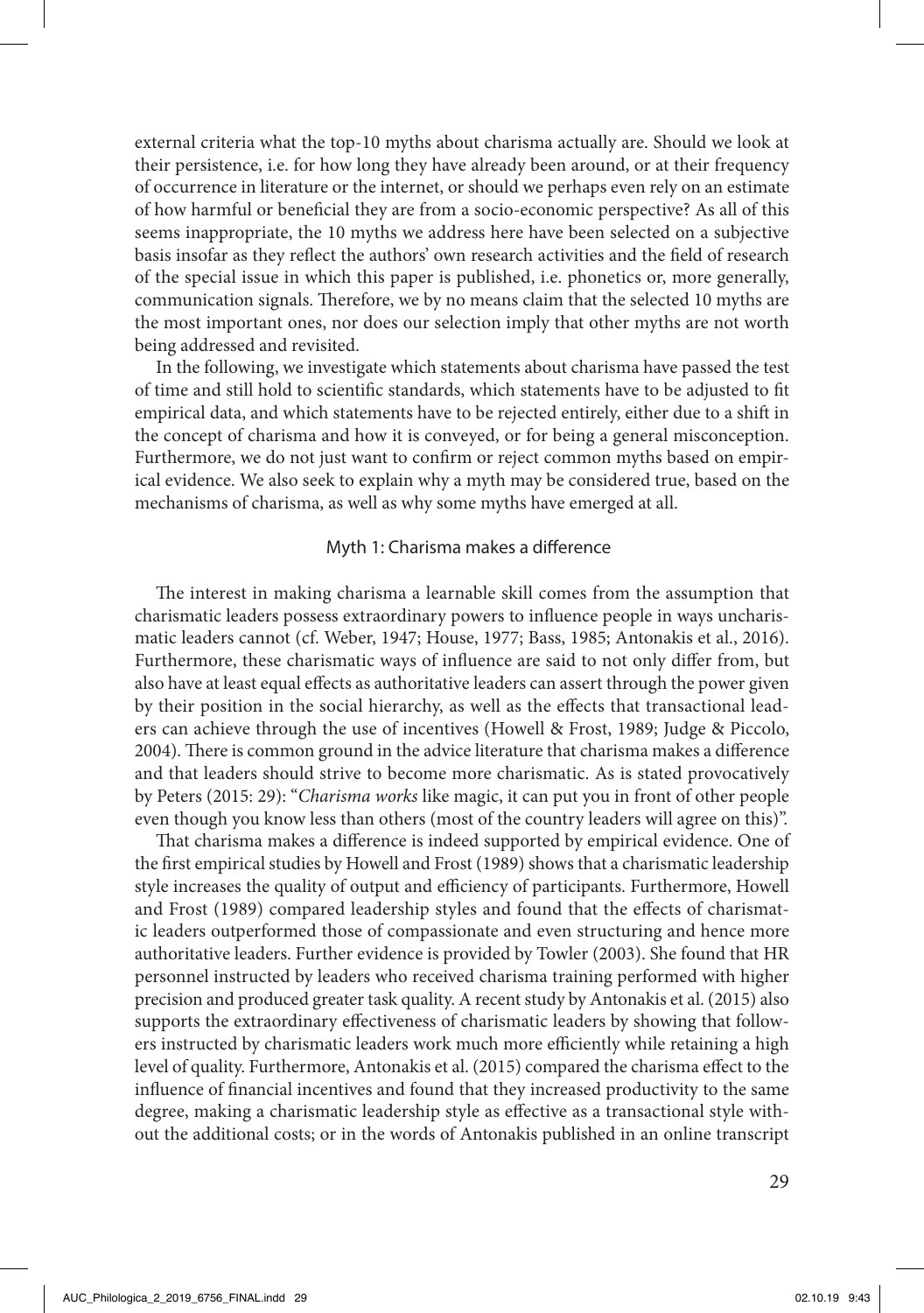external criteria what the top-10 myths about charisma actually are. Should we look at their persistence, i.e. for how long they have already been around, or at their frequency of occurrence in literature or the internet, or should we perhaps even rely on an estimate of how harmful or beneficial they are from a socio-economic perspective? As all of this seems inappropriate, the 10 myths we address here have been selected on a subjective basis insofar as they reflect the authors' own research activities and the field of research of the special issue in which this paper is published, i.e. phonetics or, more generally, communication signals. Therefore, we by no means claim that the selected 10 myths are the most important ones, nor does our selection imply that other myths are not worth being addressed and revisited.

In the following, we investigate which statements about charisma have passed the test of time and still hold to scientific standards, which statements have to be adjusted to fit empirical data, and which statements have to be rejected entirely, either due to a shift in the concept of charisma and how it is conveyed, or for being a general misconception. Furthermore, we do not just want to confirm or reject common myths based on empirical evidence. We also seek to explain why a myth may be considered true, based on the mechanisms of charisma, as well as why some myths have emerged at all.

## Myth 1: Charisma makes a difference

The interest in making charisma a learnable skill comes from the assumption that charismatic leaders possess extraordinary powers to influence people in ways uncharismatic leaders cannot (cf. Weber, 1947; House, 1977; Bass, 1985; Antonakis et al., 2016). Furthermore, these charismatic ways of influence are said to not only differ from, but also have at least equal effects as authoritative leaders can assert through the power given by their position in the social hierarchy, as well as the effects that transactional leaders can achieve through the use of incentives (Howell & Frost, 1989; Judge & Piccolo, 2004). There is common ground in the advice literature that charisma makes a difference and that leaders should strive to become more charismatic. As is stated provocatively by Peters (2015: 29): "*Charisma works* like magic, it can put you in front of other people even though you know less than others (most of the country leaders will agree on this)".

That charisma makes a difference is indeed supported by empirical evidence. One of the first empirical studies by Howell and Frost (1989) shows that a charismatic leadership style increases the quality of output and efficiency of participants. Furthermore, Howell and Frost (1989) compared leadership styles and found that the effects of charismatic leaders outperformed those of compassionate and even structuring and hence more authoritative leaders. Further evidence is provided by Towler (2003). She found that HR personnel instructed by leaders who received charisma training performed with higher precision and produced greater task quality. A recent study by Antonakis et al. (2015) also supports the extraordinary effectiveness of charismatic leaders by showing that followers instructed by charismatic leaders work much more efficiently while retaining a high level of quality. Furthermore, Antonakis et al. (2015) compared the charisma effect to the influence of financial incentives and found that they increased productivity to the same degree, making a charismatic leadership style as effective as a transactional style without the additional costs; or in the words of Antonakis published in an online transcript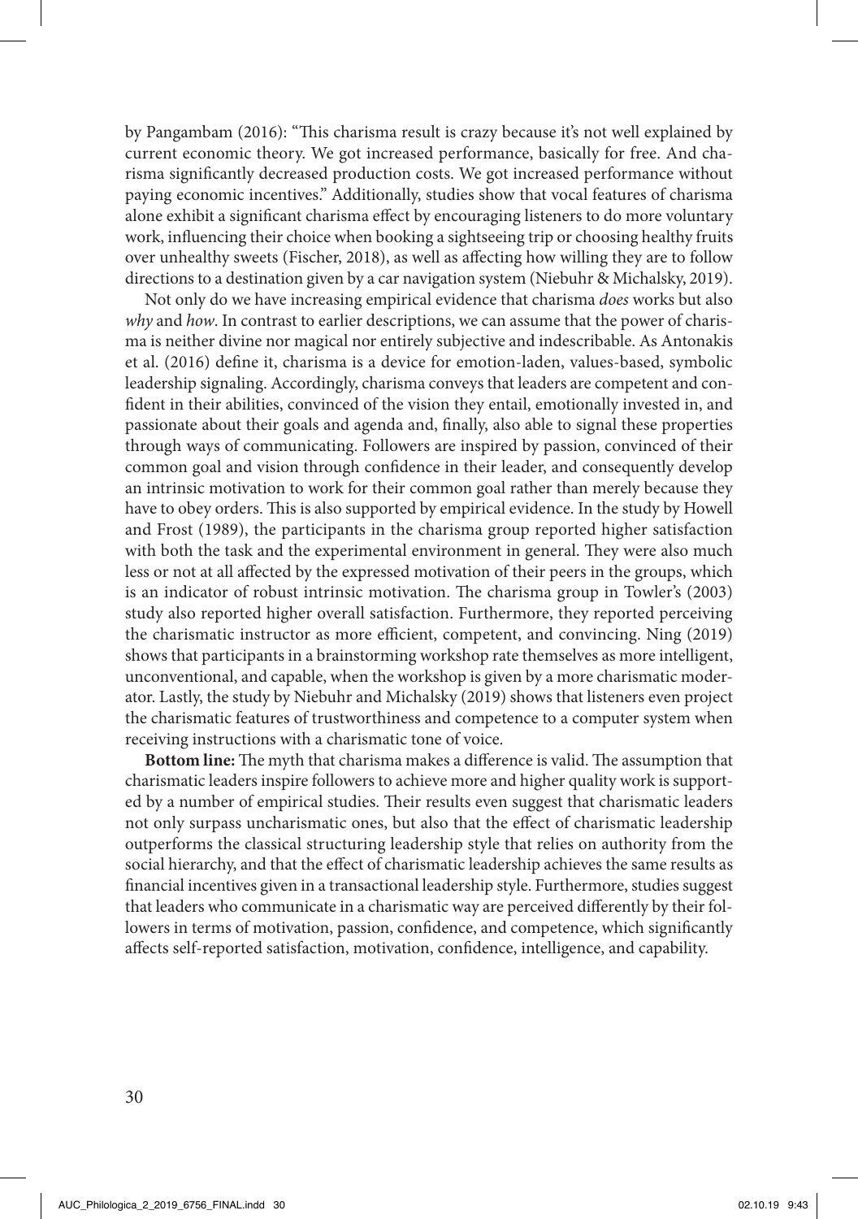by Pangambam (2016): "This charisma result is crazy because it's not well explained by current economic theory. We got increased performance, basically for free. And charisma significantly decreased production costs. We got increased performance without paying economic incentives." Additionally, studies show that vocal features of charisma alone exhibit a significant charisma effect by encouraging listeners to do more voluntary work, influencing their choice when booking a sightseeing trip or choosing healthy fruits over unhealthy sweets (Fischer, 2018), as well as affecting how willing they are to follow directions to a destination given by a car navigation system (Niebuhr & Michalsky, 2019).

Not only do we have increasing empirical evidence that charisma *does* works but also *why* and *how*. In contrast to earlier descriptions, we can assume that the power of charisma is neither divine nor magical nor entirely subjective and indescribable. As Antonakis et al. (2016) define it, charisma is a device for emotion-laden, values-based, symbolic leadership signaling. Accordingly, charisma conveys that leaders are competent and confident in their abilities, convinced of the vision they entail, emotionally invested in, and passionate about their goals and agenda and, finally, also able to signal these properties through ways of communicating. Followers are inspired by passion, convinced of their common goal and vision through confidence in their leader, and consequently develop an intrinsic motivation to work for their common goal rather than merely because they have to obey orders. This is also supported by empirical evidence. In the study by Howell and Frost (1989), the participants in the charisma group reported higher satisfaction with both the task and the experimental environment in general. They were also much less or not at all affected by the expressed motivation of their peers in the groups, which is an indicator of robust intrinsic motivation. The charisma group in Towler's (2003) study also reported higher overall satisfaction. Furthermore, they reported perceiving the charismatic instructor as more efficient, competent, and convincing. Ning (2019) shows that participants in a brainstorming workshop rate themselves as more intelligent, unconventional, and capable, when the workshop is given by a more charismatic moderator. Lastly, the study by Niebuhr and Michalsky (2019) shows that listeners even project the charismatic features of trustworthiness and competence to a computer system when receiving instructions with a charismatic tone of voice.

**Bottom line:** The myth that charisma makes a difference is valid. The assumption that charismatic leaders inspire followers to achieve more and higher quality work is supported by a number of empirical studies. Their results even suggest that charismatic leaders not only surpass uncharismatic ones, but also that the effect of charismatic leadership outperforms the classical structuring leadership style that relies on authority from the social hierarchy, and that the effect of charismatic leadership achieves the same results as financial incentives given in a transactional leadership style. Furthermore, studies suggest that leaders who communicate in a charismatic way are perceived differently by their followers in terms of motivation, passion, confidence, and competence, which significantly affects self-reported satisfaction, motivation, confidence, intelligence, and capability.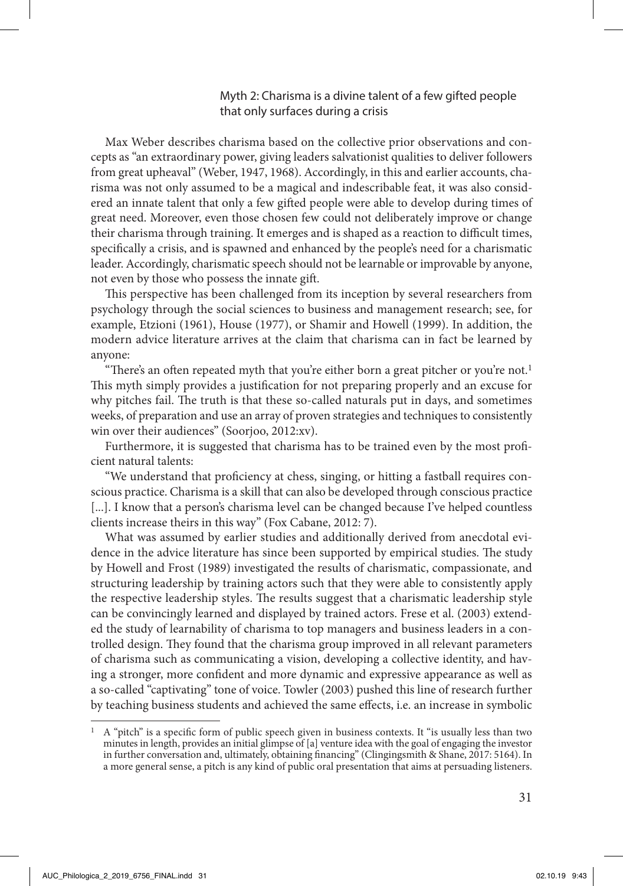### Myth 2: Charisma is a divine talent of a few gifted people that only surfaces during a crisis

Max Weber describes charisma based on the collective prior observations and concepts as "an extraordinary power, giving leaders salvationist qualities to deliver followers from great upheaval" (Weber, 1947, 1968). Accordingly, in this and earlier accounts, charisma was not only assumed to be a magical and indescribable feat, it was also considered an innate talent that only a few gifted people were able to develop during times of great need. Moreover, even those chosen few could not deliberately improve or change their charisma through training. It emerges and is shaped as a reaction to difficult times, specifically a crisis, and is spawned and enhanced by the people's need for a charismatic leader. Accordingly, charismatic speech should not be learnable or improvable by anyone, not even by those who possess the innate gift.

This perspective has been challenged from its inception by several researchers from psychology through the social sciences to business and management research; see, for example, Etzioni (1961), House (1977), or Shamir and Howell (1999). In addition, the modern advice literature arrives at the claim that charisma can in fact be learned by anyone:

"There's an often repeated myth that you're either born a great pitcher or you're not.[1] This myth simply provides a justification for not preparing properly and an excuse for why pitches fail. The truth is that these so-called naturals put in days, and sometimes weeks, of preparation and use an array of proven strategies and techniques to consistently win over their audiences" (Soorjoo, 2012:xv).

Furthermore, it is suggested that charisma has to be trained even by the most proficient natural talents:

"We understand that proficiency at chess, singing, or hitting a fastball requires conscious practice. Charisma is a skill that can also be developed through conscious practice [...]. I know that a person's charisma level can be changed because I've helped countless clients increase theirs in this way" (Fox Cabane, 2012: 7).

What was assumed by earlier studies and additionally derived from anecdotal evidence in the advice literature has since been supported by empirical studies. The study by Howell and Frost (1989) investigated the results of charismatic, compassionate, and structuring leadership by training actors such that they were able to consistently apply the respective leadership styles. The results suggest that a charismatic leadership style can be convincingly learned and displayed by trained actors. Frese et al. (2003) extended the study of learnability of charisma to top managers and business leaders in a controlled design. They found that the charisma group improved in all relevant parameters of charisma such as communicating a vision, developing a collective identity, and having a stronger, more confident and more dynamic and expressive appearance as well as a so-called "captivating" tone of voice. Towler (2003) pushed this line of research further by teaching business students and achieved the same effects, i.e. an increase in symbolic

[1] A "pitch" is a specific form of public speech given in business contexts. It "is usually less than two minutes in length, provides an initial glimpse of [a] venture idea with the goal of engaging the investor in further conversation and, ultimately, obtaining financing" (Clingingsmith & Shane, 2017: 5164). In a more general sense, a pitch is any kind of public oral presentation that aims at persuading listeners.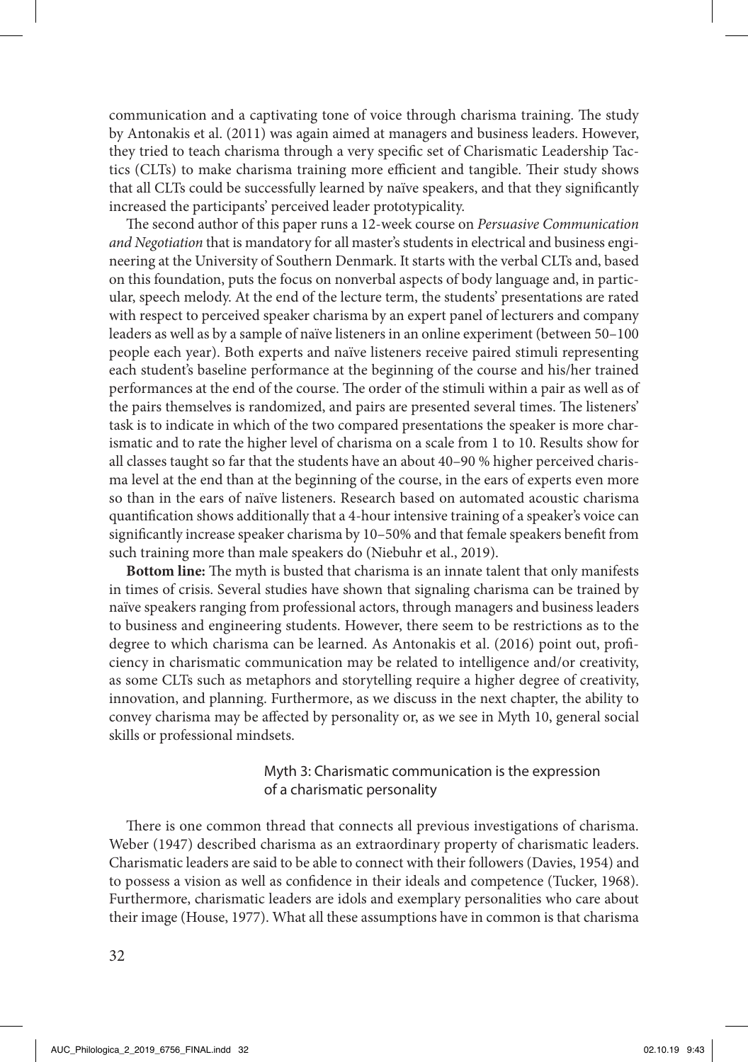communication and a captivating tone of voice through charisma training. The study by Antonakis et al. (2011) was again aimed at managers and business leaders. However, they tried to teach charisma through a very specific set of Charismatic Leadership Tactics (CLTs) to make charisma training more efficient and tangible. Their study shows that all CLTs could be successfully learned by naïve speakers, and that they significantly increased the participants' perceived leader prototypicality.

The second author of this paper runs a 12-week course on *Persuasive Communication and Negotiation* that is mandatory for all master's students in electrical and business engineering at the University of Southern Denmark. It starts with the verbal CLTs and, based on this foundation, puts the focus on nonverbal aspects of body language and, in particular, speech melody. At the end of the lecture term, the students' presentations are rated with respect to perceived speaker charisma by an expert panel of lecturers and company leaders as well as by a sample of naïve listeners in an online experiment (between 50–100 people each year). Both experts and naïve listeners receive paired stimuli representing each student's baseline performance at the beginning of the course and his/her trained performances at the end of the course. The order of the stimuli within a pair as well as of the pairs themselves is randomized, and pairs are presented several times. The listeners' task is to indicate in which of the two compared presentations the speaker is more charismatic and to rate the higher level of charisma on a scale from 1 to 10. Results show for all classes taught so far that the students have an about 40–90 % higher perceived charisma level at the end than at the beginning of the course, in the ears of experts even more so than in the ears of naïve listeners. Research based on automated acoustic charisma quantification shows additionally that a 4-hour intensive training of a speaker's voice can significantly increase speaker charisma by 10–50% and that female speakers benefit from such training more than male speakers do (Niebuhr et al., 2019).

**Bottom line:** The myth is busted that charisma is an innate talent that only manifests in times of crisis. Several studies have shown that signaling charisma can be trained by naïve speakers ranging from professional actors, through managers and business leaders to business and engineering students. However, there seem to be restrictions as to the degree to which charisma can be learned. As Antonakis et al. (2016) point out, proficiency in charismatic communication may be related to intelligence and/or creativity, as some CLTs such as metaphors and storytelling require a higher degree of creativity, innovation, and planning. Furthermore, as we discuss in the next chapter, the ability to convey charisma may be affected by personality or, as we see in Myth 10, general social skills or professional mindsets.

## Myth 3: Charismatic communication is the expression of a charismatic personality

There is one common thread that connects all previous investigations of charisma. Weber (1947) described charisma as an extraordinary property of charismatic leaders. Charismatic leaders are said to be able to connect with their followers (Davies, 1954) and to possess a vision as well as confidence in their ideals and competence (Tucker, 1968). Furthermore, charismatic leaders are idols and exemplary personalities who care about their image (House, 1977). What all these assumptions have in common is that charisma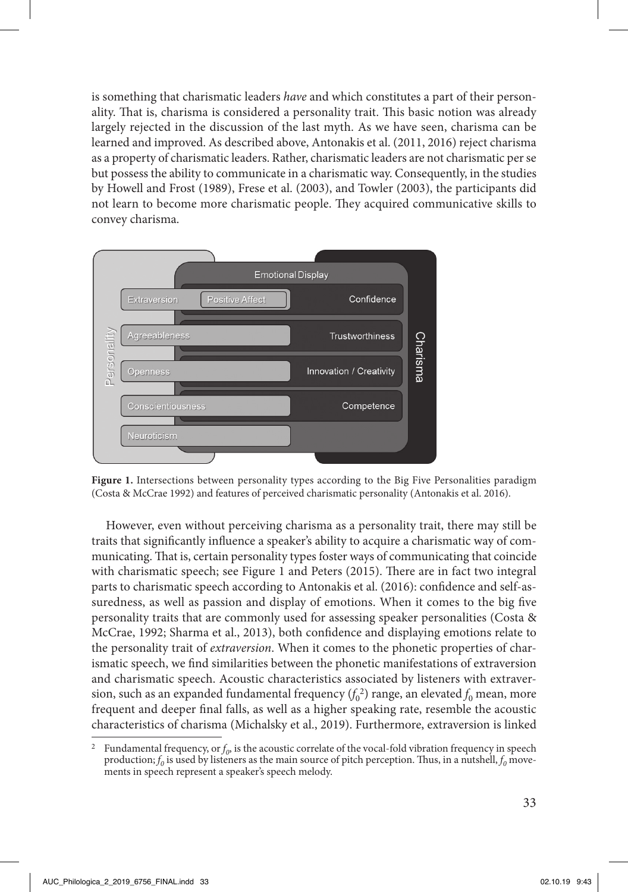is something that charismatic leaders *have* and which constitutes a part of their personality. That is, charisma is considered a personality trait. This basic notion was already largely rejected in the discussion of the last myth. As we have seen, charisma can be learned and improved. As described above, Antonakis et al. (2011, 2016) reject charisma as a property of charismatic leaders. Rather, charismatic leaders are not charismatic per se but possess the ability to communicate in a charismatic way. Consequently, in the studies by Howell and Frost (1989), Frese et al. (2003), and Towler (2003), the participants did not learn to become more charismatic people. They acquired communicative skills to convey charisma.

**Figure 1.** Intersections between personality types according to the Big Five Personalities paradigm (Costa & McCrae 1992) and features of perceived charismatic personality (Antonakis et al. 2016).

However, even without perceiving charisma as a personality trait, there may still be traits that significantly influence a speaker's ability to acquire a charismatic way of communicating. That is, certain personality types foster ways of communicating that coincide with charismatic speech; see Figure 1 and Peters (2015). There are in fact two integral parts to charismatic speech according to Antonakis et al. (2016): confidence and self-assuredness, as well as passion and display of emotions. When it comes to the big five personality traits that are commonly used for assessing speaker personalities (Costa & McCrae, 1992; Sharma et al., 2013), both confidence and displaying emotions relate to the personality trait of *extraversion*. When it comes to the phonetic properties of charismatic speech, we find similarities between the phonetic manifestations of extraversion and charismatic speech. Acoustic characteristics associated by listeners with extraversion, such as an expanded fundamental frequency ($f_0$[2]) range, an elevated $f_0$ mean, more frequent and deeper final falls, as well as a higher speaking rate, resemble the acoustic characteristics of charisma (Michalsky et al., 2019). Furthermore, extraversion is linked

[2] Fundamental frequency, or $f_0$, is the acoustic correlate of the vocal-fold vibration frequency in speech production; $f_0$ is used by listeners as the main source of pitch perception. Thus, in a nutshell, $f_0$ movements in speech represent a speaker's speech melody.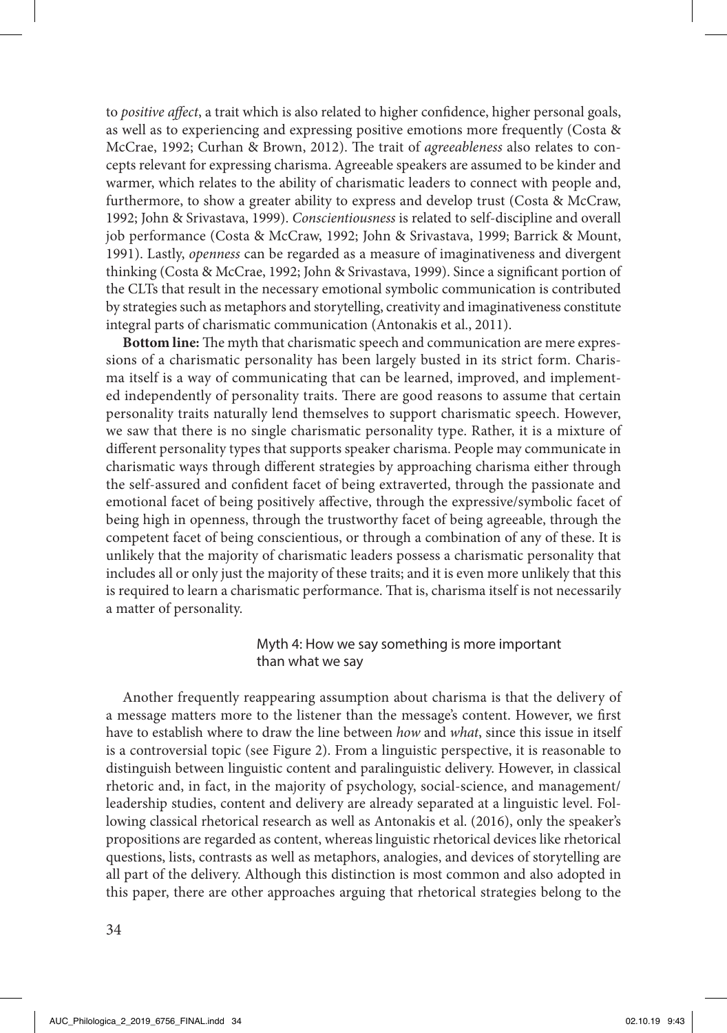to *positive affect*, a trait which is also related to higher confidence, higher personal goals, as well as to experiencing and expressing positive emotions more frequently (Costa & McCrae, 1992; Curhan & Brown, 2012). The trait of *agreeableness* also relates to concepts relevant for expressing charisma. Agreeable speakers are assumed to be kinder and warmer, which relates to the ability of charismatic leaders to connect with people and, furthermore, to show a greater ability to express and develop trust (Costa & McCraw, 1992; John & Srivastava, 1999). *Conscientiousness* is related to self-discipline and overall job performance (Costa & McCraw, 1992; John & Srivastava, 1999; Barrick & Mount, 1991). Lastly, *openness* can be regarded as a measure of imaginativeness and divergent thinking (Costa & McCrae, 1992; John & Srivastava, 1999). Since a significant portion of the CLTs that result in the necessary emotional symbolic communication is contributed by strategies such as metaphors and storytelling, creativity and imaginativeness constitute integral parts of charismatic communication (Antonakis et al., 2011).

**Bottom line:** The myth that charismatic speech and communication are mere expressions of a charismatic personality has been largely busted in its strict form. Charisma itself is a way of communicating that can be learned, improved, and implemented independently of personality traits. There are good reasons to assume that certain personality traits naturally lend themselves to support charismatic speech. However, we saw that there is no single charismatic personality type. Rather, it is a mixture of different personality types that supports speaker charisma. People may communicate in charismatic ways through different strategies by approaching charisma either through the self-assured and confident facet of being extraverted, through the passionate and emotional facet of being positively affective, through the expressive/symbolic facet of being high in openness, through the trustworthy facet of being agreeable, through the competent facet of being conscientious, or through a combination of any of these. It is unlikely that the majority of charismatic leaders possess a charismatic personality that includes all or only just the majority of these traits; and it is even more unlikely that this is required to learn a charismatic performance. That is, charisma itself is not necessarily a matter of personality.

## Myth 4: How we say something is more important than what we say

Another frequently reappearing assumption about charisma is that the delivery of a message matters more to the listener than the message's content. However, we first have to establish where to draw the line between *how* and *what*, since this issue in itself is a controversial topic (see Figure 2). From a linguistic perspective, it is reasonable to distinguish between linguistic content and paralinguistic delivery. However, in classical rhetoric and, in fact, in the majority of psychology, social-science, and management/leadership studies, content and delivery are already separated at a linguistic level. Following classical rhetorical research as well as Antonakis et al. (2016), only the speaker's propositions are regarded as content, whereas linguistic rhetorical devices like rhetorical questions, lists, contrasts as well as metaphors, analogies, and devices of storytelling are all part of the delivery. Although this distinction is most common and also adopted in this paper, there are other approaches arguing that rhetorical strategies belong to the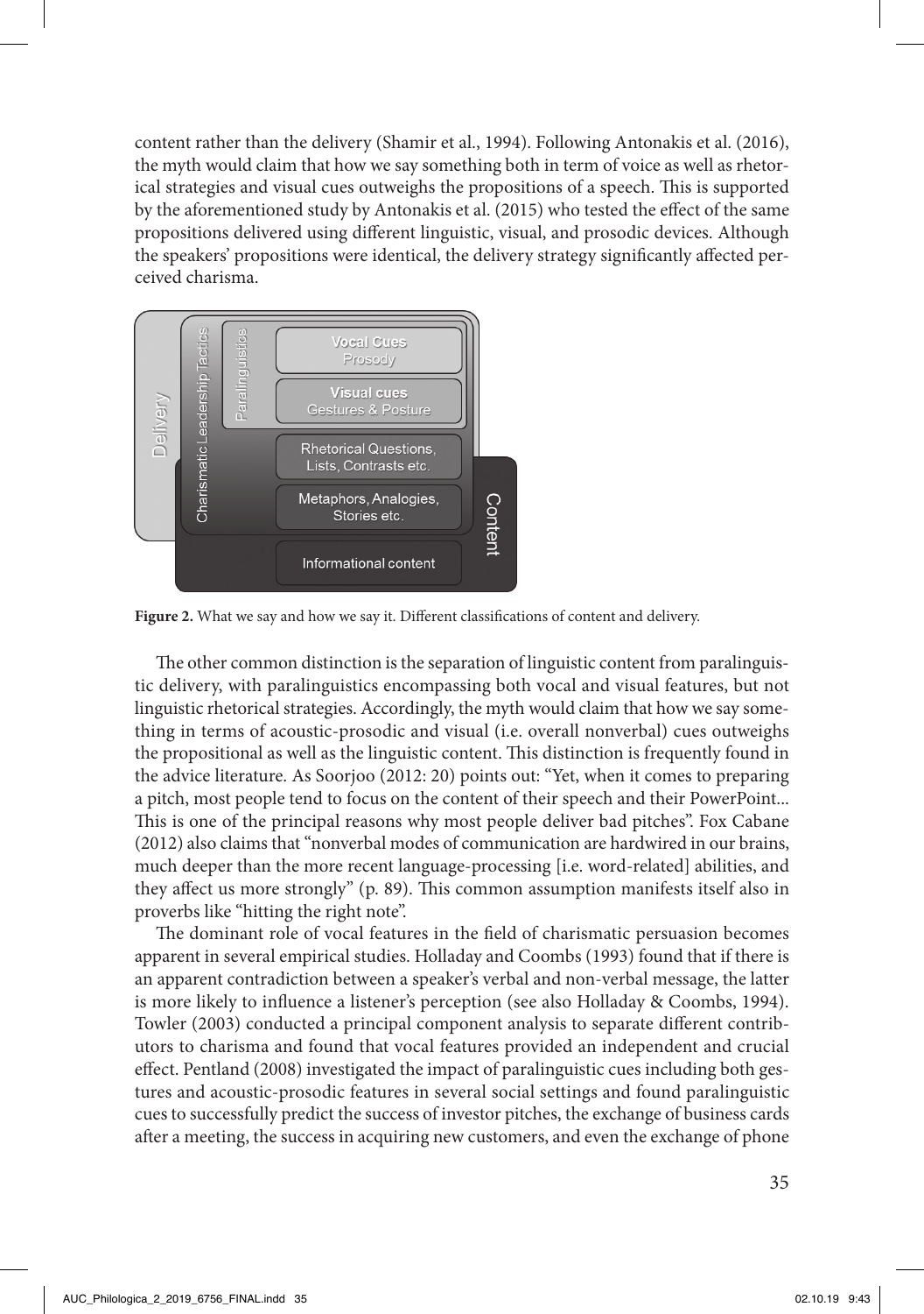content rather than the delivery (Shamir et al., 1994). Following Antonakis et al. (2016), the myth would claim that how we say something both in term of voice as well as rhetorical strategies and visual cues outweighs the propositions of a speech. This is supported by the aforementioned study by Antonakis et al. (2015) who tested the effect of the same propositions delivered using different linguistic, visual, and prosodic devices. Although the speakers' propositions were identical, the delivery strategy significantly affected perceived charisma.

**Figure 2.** What we say and how we say it. Different classifications of content and delivery.

The other common distinction is the separation of linguistic content from paralinguistic delivery, with paralinguistics encompassing both vocal and visual features, but not linguistic rhetorical strategies. Accordingly, the myth would claim that how we say something in terms of acoustic-prosodic and visual (i.e. overall nonverbal) cues outweighs the propositional as well as the linguistic content. This distinction is frequently found in the advice literature. As Soorjoo (2012: 20) points out: "Yet, when it comes to preparing a pitch, most people tend to focus on the content of their speech and their PowerPoint... This is one of the principal reasons why most people deliver bad pitches". Fox Cabane (2012) also claims that "nonverbal modes of communication are hardwired in our brains, much deeper than the more recent language-processing [i.e. word-related] abilities, and they affect us more strongly" (p. 89). This common assumption manifests itself also in proverbs like "hitting the right note".

The dominant role of vocal features in the field of charismatic persuasion becomes apparent in several empirical studies. Holladay and Coombs (1993) found that if there is an apparent contradiction between a speaker's verbal and non-verbal message, the latter is more likely to influence a listener's perception (see also Holladay & Coombs, 1994). Towler (2003) conducted a principal component analysis to separate different contributors to charisma and found that vocal features provided an independent and crucial effect. Pentland (2008) investigated the impact of paralinguistic cues including both gestures and acoustic-prosodic features in several social settings and found paralinguistic cues to successfully predict the success of investor pitches, the exchange of business cards after a meeting, the success in acquiring new customers, and even the exchange of phone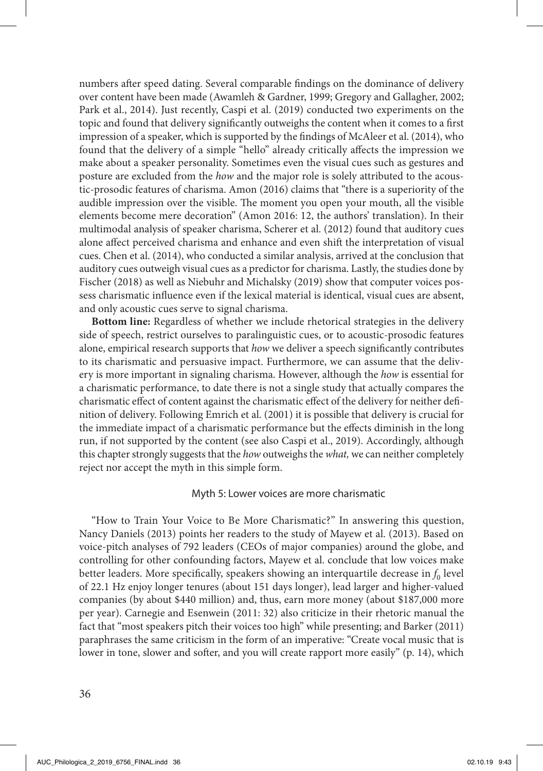numbers after speed dating. Several comparable findings on the dominance of delivery over content have been made (Awamleh & Gardner, 1999; Gregory and Gallagher, 2002; Park et al., 2014). Just recently, Caspi et al. (2019) conducted two experiments on the topic and found that delivery significantly outweighs the content when it comes to a first impression of a speaker, which is supported by the findings of McAleer et al. (2014), who found that the delivery of a simple "hello" already critically affects the impression we make about a speaker personality. Sometimes even the visual cues such as gestures and posture are excluded from the *how* and the major role is solely attributed to the acoustic-prosodic features of charisma. Amon (2016) claims that "there is a superiority of the audible impression over the visible. The moment you open your mouth, all the visible elements become mere decoration" (Amon 2016: 12, the authors' translation). In their multimodal analysis of speaker charisma, Scherer et al. (2012) found that auditory cues alone affect perceived charisma and enhance and even shift the interpretation of visual cues. Chen et al. (2014), who conducted a similar analysis, arrived at the conclusion that auditory cues outweigh visual cues as a predictor for charisma. Lastly, the studies done by Fischer (2018) as well as Niebuhr and Michalsky (2019) show that computer voices possess charismatic influence even if the lexical material is identical, visual cues are absent, and only acoustic cues serve to signal charisma.

**Bottom line:** Regardless of whether we include rhetorical strategies in the delivery side of speech, restrict ourselves to paralinguistic cues, or to acoustic-prosodic features alone, empirical research supports that *how* we deliver a speech significantly contributes to its charismatic and persuasive impact. Furthermore, we can assume that the delivery is more important in signaling charisma. However, although the *how* is essential for a charismatic performance, to date there is not a single study that actually compares the charismatic effect of content against the charismatic effect of the delivery for neither definition of delivery. Following Emrich et al. (2001) it is possible that delivery is crucial for the immediate impact of a charismatic performance but the effects diminish in the long run, if not supported by the content (see also Caspi et al., 2019). Accordingly, although this chapter strongly suggests that the *how* outweighs the *what,* we can neither completely reject nor accept the myth in this simple form.

## Myth 5: Lower voices are more charismatic

"How to Train Your Voice to Be More Charismatic?" In answering this question, Nancy Daniels (2013) points her readers to the study of Mayew et al. (2013). Based on voice-pitch analyses of 792 leaders (CEOs of major companies) around the globe, and controlling for other confounding factors, Mayew et al. conclude that low voices make better leaders. More specifically, speakers showing an interquartile decrease in $f_0$ level of 22.1 Hz enjoy longer tenures (about 151 days longer), lead larger and higher-valued companies (by about $440 million) and, thus, earn more money (about $187,000 more per year). Carnegie and Esenwein (2011: 32) also criticize in their rhetoric manual the fact that "most speakers pitch their voices too high" while presenting; and Barker (2011) paraphrases the same criticism in the form of an imperative: "Create vocal music that is lower in tone, slower and softer, and you will create rapport more easily" (p. 14), which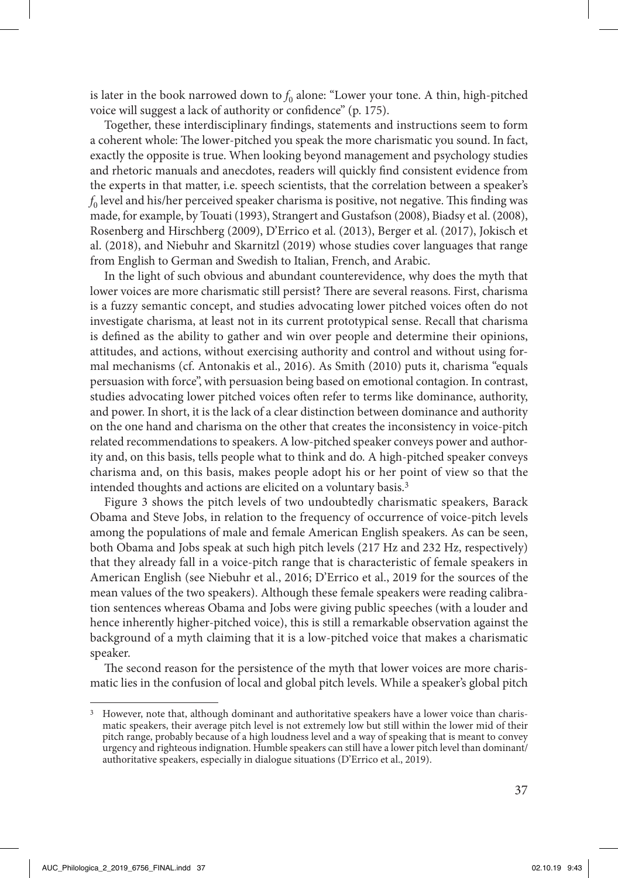is later in the book narrowed down to $f_0$ alone: "Lower your tone. A thin, high-pitched voice will suggest a lack of authority or confidence" (p. 175).

Together, these interdisciplinary findings, statements and instructions seem to form a coherent whole: The lower-pitched you speak the more charismatic you sound. In fact, exactly the opposite is true. When looking beyond management and psychology studies and rhetoric manuals and anecdotes, readers will quickly find consistent evidence from the experts in that matter, i.e. speech scientists, that the correlation between a speaker's $f_0$ level and his/her perceived speaker charisma is positive, not negative. This finding was made, for example, by Touati (1993), Strangert and Gustafson (2008), Biadsy et al. (2008), Rosenberg and Hirschberg (2009), D'Errico et al. (2013), Berger et al. (2017), Jokisch et al. (2018), and Niebuhr and Skarnitzl (2019) whose studies cover languages that range from English to German and Swedish to Italian, French, and Arabic.

In the light of such obvious and abundant counterevidence, why does the myth that lower voices are more charismatic still persist? There are several reasons. First, charisma is a fuzzy semantic concept, and studies advocating lower pitched voices often do not investigate charisma, at least not in its current prototypical sense. Recall that charisma is defined as the ability to gather and win over people and determine their opinions, attitudes, and actions, without exercising authority and control and without using formal mechanisms (cf. Antonakis et al., 2016). As Smith (2010) puts it, charisma "equals persuasion with force", with persuasion being based on emotional contagion. In contrast, studies advocating lower pitched voices often refer to terms like dominance, authority, and power. In short, it is the lack of a clear distinction between dominance and authority on the one hand and charisma on the other that creates the inconsistency in voice-pitch related recommendations to speakers. A low-pitched speaker conveys power and authority and, on this basis, tells people what to think and do. A high-pitched speaker conveys charisma and, on this basis, makes people adopt his or her point of view so that the intended thoughts and actions are elicited on a voluntary basis.[3]

Figure 3 shows the pitch levels of two undoubtedly charismatic speakers, Barack Obama and Steve Jobs, in relation to the frequency of occurrence of voice-pitch levels among the populations of male and female American English speakers. As can be seen, both Obama and Jobs speak at such high pitch levels (217 Hz and 232 Hz, respectively) that they already fall in a voice-pitch range that is characteristic of female speakers in American English (see Niebuhr et al., 2016; D'Errico et al., 2019 for the sources of the mean values of the two speakers). Although these female speakers were reading calibration sentences whereas Obama and Jobs were giving public speeches (with a louder and hence inherently higher-pitched voice), this is still a remarkable observation against the background of a myth claiming that it is a low-pitched voice that makes a charismatic speaker.

The second reason for the persistence of the myth that lower voices are more charismatic lies in the confusion of local and global pitch levels. While a speaker's global pitch

[3] However, note that, although dominant and authoritative speakers have a lower voice than charismatic speakers, their average pitch level is not extremely low but still within the lower mid of their pitch range, probably because of a high loudness level and a way of speaking that is meant to convey urgency and righteous indignation. Humble speakers can still have a lower pitch level than dominant/authoritative speakers, especially in dialogue situations (D'Errico et al., 2019).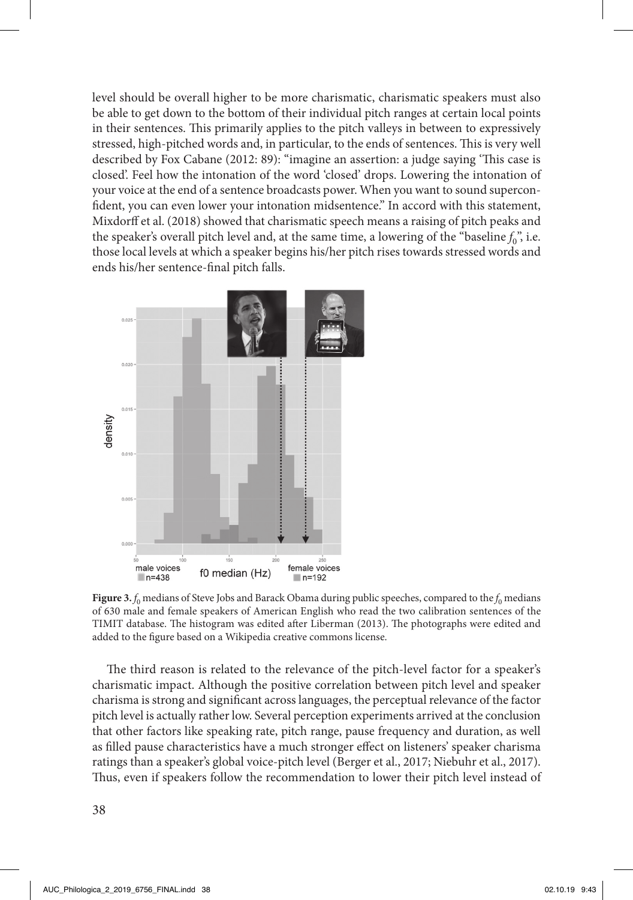level should be overall higher to be more charismatic, charismatic speakers must also be able to get down to the bottom of their individual pitch ranges at certain local points in their sentences. This primarily applies to the pitch valleys in between to expressively stressed, high-pitched words and, in particular, to the ends of sentences. This is very well described by Fox Cabane (2012: 89): "imagine an assertion: a judge saying 'This case is closed'. Feel how the intonation of the word 'closed' drops. Lowering the intonation of your voice at the end of a sentence broadcasts power. When you want to sound superconfident, you can even lower your intonation midsentence." In accord with this statement, Mixdorff et al. (2018) showed that charismatic speech means a raising of pitch peaks and the speaker's overall pitch level and, at the same time, a lowering of the "baseline $f_0$", i.e. those local levels at which a speaker begins his/her pitch rises towards stressed words and ends his/her sentence-final pitch falls.

**Figure 3.** $f_0$ medians of Steve Jobs and Barack Obama during public speeches, compared to the $f_0$ medians of 630 male and female speakers of American English who read the two calibration sentences of the TIMIT database. The histogram was edited after Liberman (2013). The photographs were edited and added to the figure based on a Wikipedia creative commons license.

The third reason is related to the relevance of the pitch-level factor for a speaker's charismatic impact. Although the positive correlation between pitch level and speaker charisma is strong and significant across languages, the perceptual relevance of the factor pitch level is actually rather low. Several perception experiments arrived at the conclusion that other factors like speaking rate, pitch range, pause frequency and duration, as well as filled pause characteristics have a much stronger effect on listeners' speaker charisma ratings than a speaker's global voice-pitch level (Berger et al., 2017; Niebuhr et al., 2017). Thus, even if speakers follow the recommendation to lower their pitch level instead of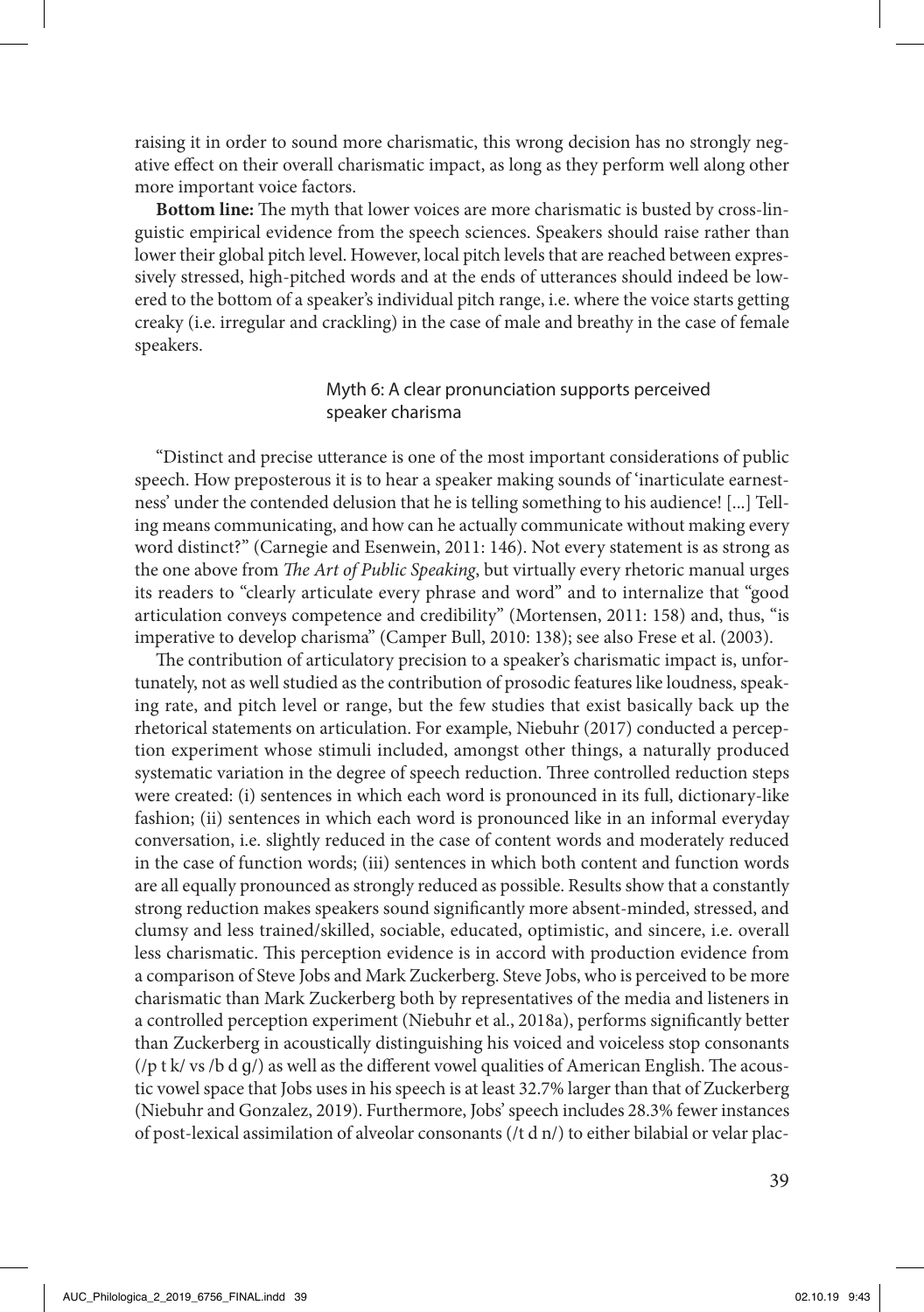raising it in order to sound more charismatic, this wrong decision has no strongly negative effect on their overall charismatic impact, as long as they perform well along other more important voice factors.

**Bottom line:** The myth that lower voices are more charismatic is busted by cross-linguistic empirical evidence from the speech sciences. Speakers should raise rather than lower their global pitch level. However, local pitch levels that are reached between expressively stressed, high-pitched words and at the ends of utterances should indeed be lowered to the bottom of a speaker's individual pitch range, i.e. where the voice starts getting creaky (i.e. irregular and crackling) in the case of male and breathy in the case of female speakers.

### Myth 6: A clear pronunciation supports perceived speaker charisma

"Distinct and precise utterance is one of the most important considerations of public speech. How preposterous it is to hear a speaker making sounds of 'inarticulate earnestness' under the contended delusion that he is telling something to his audience! [...] Telling means communicating, and how can he actually communicate without making every word distinct?" (Carnegie and Esenwein, 2011: 146). Not every statement is as strong as the one above from *The Art of Public Speaking*, but virtually every rhetoric manual urges its readers to "clearly articulate every phrase and word" and to internalize that "good articulation conveys competence and credibility" (Mortensen, 2011: 158) and, thus, "is imperative to develop charisma" (Camper Bull, 2010: 138); see also Frese et al. (2003).

The contribution of articulatory precision to a speaker's charismatic impact is, unfortunately, not as well studied as the contribution of prosodic features like loudness, speaking rate, and pitch level or range, but the few studies that exist basically back up the rhetorical statements on articulation. For example, Niebuhr (2017) conducted a perception experiment whose stimuli included, amongst other things, a naturally produced systematic variation in the degree of speech reduction. Three controlled reduction steps were created: (i) sentences in which each word is pronounced in its full, dictionary-like fashion; (ii) sentences in which each word is pronounced like in an informal everyday conversation, i.e. slightly reduced in the case of content words and moderately reduced in the case of function words; (iii) sentences in which both content and function words are all equally pronounced as strongly reduced as possible. Results show that a constantly strong reduction makes speakers sound significantly more absent-minded, stressed, and clumsy and less trained/skilled, sociable, educated, optimistic, and sincere, i.e. overall less charismatic. This perception evidence is in accord with production evidence from a comparison of Steve Jobs and Mark Zuckerberg. Steve Jobs, who is perceived to be more charismatic than Mark Zuckerberg both by representatives of the media and listeners in a controlled perception experiment (Niebuhr et al., 2018a), performs significantly better than Zuckerberg in acoustically distinguishing his voiced and voiceless stop consonants (/p t k/ vs /b d g/) as well as the different vowel qualities of American English. The acoustic vowel space that Jobs uses in his speech is at least 32.7% larger than that of Zuckerberg (Niebuhr and Gonzalez, 2019). Furthermore, Jobs' speech includes 28.3% fewer instances of post-lexical assimilation of alveolar consonants (/t d n/) to either bilabial or velar plac-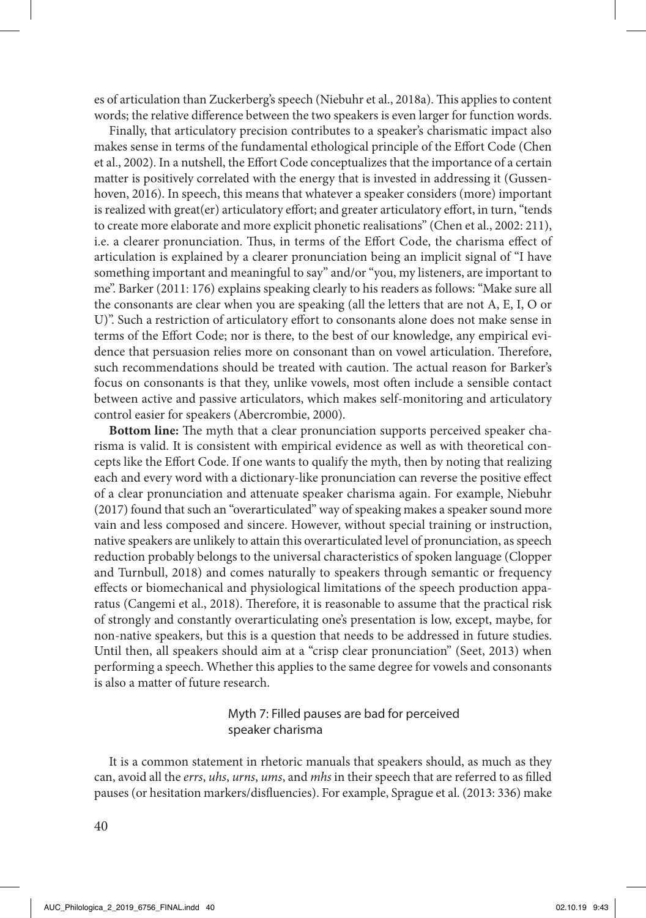es of articulation than Zuckerberg's speech (Niebuhr et al., 2018a). This applies to content words; the relative difference between the two speakers is even larger for function words.

Finally, that articulatory precision contributes to a speaker's charismatic impact also makes sense in terms of the fundamental ethological principle of the Effort Code (Chen et al., 2002). In a nutshell, the Effort Code conceptualizes that the importance of a certain matter is positively correlated with the energy that is invested in addressing it (Gussenhoven, 2016). In speech, this means that whatever a speaker considers (more) important is realized with great(er) articulatory effort; and greater articulatory effort, in turn, "tends to create more elaborate and more explicit phonetic realisations" (Chen et al., 2002: 211), i.e. a clearer pronunciation. Thus, in terms of the Effort Code, the charisma effect of articulation is explained by a clearer pronunciation being an implicit signal of "I have something important and meaningful to say" and/or "you, my listeners, are important to me". Barker (2011: 176) explains speaking clearly to his readers as follows: "Make sure all the consonants are clear when you are speaking (all the letters that are not A, E, I, O or U)". Such a restriction of articulatory effort to consonants alone does not make sense in terms of the Effort Code; nor is there, to the best of our knowledge, any empirical evidence that persuasion relies more on consonant than on vowel articulation. Therefore, such recommendations should be treated with caution. The actual reason for Barker's focus on consonants is that they, unlike vowels, most often include a sensible contact between active and passive articulators, which makes self-monitoring and articulatory control easier for speakers (Abercrombie, 2000).

**Bottom line:** The myth that a clear pronunciation supports perceived speaker charisma is valid. It is consistent with empirical evidence as well as with theoretical concepts like the Effort Code. If one wants to qualify the myth, then by noting that realizing each and every word with a dictionary-like pronunciation can reverse the positive effect of a clear pronunciation and attenuate speaker charisma again. For example, Niebuhr (2017) found that such an "overarticulated" way of speaking makes a speaker sound more vain and less composed and sincere. However, without special training or instruction, native speakers are unlikely to attain this overarticulated level of pronunciation, as speech reduction probably belongs to the universal characteristics of spoken language (Clopper and Turnbull, 2018) and comes naturally to speakers through semantic or frequency effects or biomechanical and physiological limitations of the speech production apparatus (Cangemi et al., 2018). Therefore, it is reasonable to assume that the practical risk of strongly and constantly overarticulating one's presentation is low, except, maybe, for non-native speakers, but this is a question that needs to be addressed in future studies. Until then, all speakers should aim at a "crisp clear pronunciation" (Seet, 2013) when performing a speech. Whether this applies to the same degree for vowels and consonants is also a matter of future research.

## Myth 7: Filled pauses are bad for perceived speaker charisma

It is a common statement in rhetoric manuals that speakers should, as much as they can, avoid all the *errs*, *uhs*, *urns*, *ums*, and *mhs* in their speech that are referred to as filled pauses (or hesitation markers/disfluencies). For example, Sprague et al. (2013: 336) make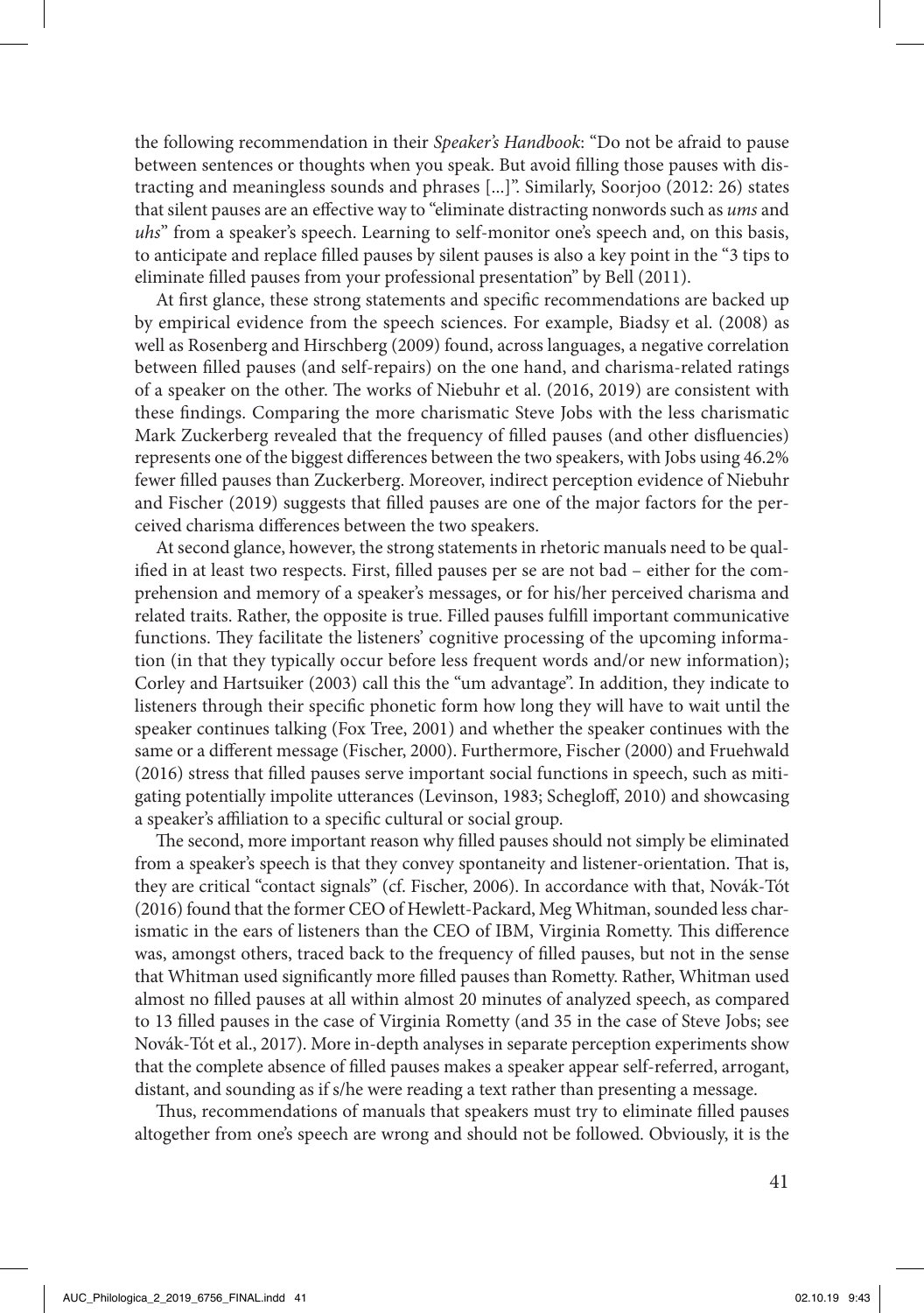the following recommendation in their *Speaker's Handbook*: "Do not be afraid to pause between sentences or thoughts when you speak. But avoid filling those pauses with distracting and meaningless sounds and phrases [...]". Similarly, Soorjoo (2012: 26) states that silent pauses are an effective way to "eliminate distracting nonwords such as *ums* and *uhs*" from a speaker's speech. Learning to self-monitor one's speech and, on this basis, to anticipate and replace filled pauses by silent pauses is also a key point in the "3 tips to eliminate filled pauses from your professional presentation" by Bell (2011).

At first glance, these strong statements and specific recommendations are backed up by empirical evidence from the speech sciences. For example, Biadsy et al. (2008) as well as Rosenberg and Hirschberg (2009) found, across languages, a negative correlation between filled pauses (and self-repairs) on the one hand, and charisma-related ratings of a speaker on the other. The works of Niebuhr et al. (2016, 2019) are consistent with these findings. Comparing the more charismatic Steve Jobs with the less charismatic Mark Zuckerberg revealed that the frequency of filled pauses (and other disfluencies) represents one of the biggest differences between the two speakers, with Jobs using 46.2% fewer filled pauses than Zuckerberg. Moreover, indirect perception evidence of Niebuhr and Fischer (2019) suggests that filled pauses are one of the major factors for the perceived charisma differences between the two speakers.

At second glance, however, the strong statements in rhetoric manuals need to be qualified in at least two respects. First, filled pauses per se are not bad – either for the comprehension and memory of a speaker's messages, or for his/her perceived charisma and related traits. Rather, the opposite is true. Filled pauses fulfill important communicative functions. They facilitate the listeners' cognitive processing of the upcoming information (in that they typically occur before less frequent words and/or new information); Corley and Hartsuiker (2003) call this the "um advantage". In addition, they indicate to listeners through their specific phonetic form how long they will have to wait until the speaker continues talking (Fox Tree, 2001) and whether the speaker continues with the same or a different message (Fischer, 2000). Furthermore, Fischer (2000) and Fruehwald (2016) stress that filled pauses serve important social functions in speech, such as mitigating potentially impolite utterances (Levinson, 1983; Schegloff, 2010) and showcasing a speaker's affiliation to a specific cultural or social group.

The second, more important reason why filled pauses should not simply be eliminated from a speaker's speech is that they convey spontaneity and listener-orientation. That is, they are critical "contact signals" (cf. Fischer, 2006). In accordance with that, Novák-Tót (2016) found that the former CEO of Hewlett-Packard, Meg Whitman, sounded less charismatic in the ears of listeners than the CEO of IBM, Virginia Rometty. This difference was, amongst others, traced back to the frequency of filled pauses, but not in the sense that Whitman used significantly more filled pauses than Rometty. Rather, Whitman used almost no filled pauses at all within almost 20 minutes of analyzed speech, as compared to 13 filled pauses in the case of Virginia Rometty (and 35 in the case of Steve Jobs; see Novák-Tót et al., 2017). More in-depth analyses in separate perception experiments show that the complete absence of filled pauses makes a speaker appear self-referred, arrogant, distant, and sounding as if s/he were reading a text rather than presenting a message.

Thus, recommendations of manuals that speakers must try to eliminate filled pauses altogether from one's speech are wrong and should not be followed. Obviously, it is the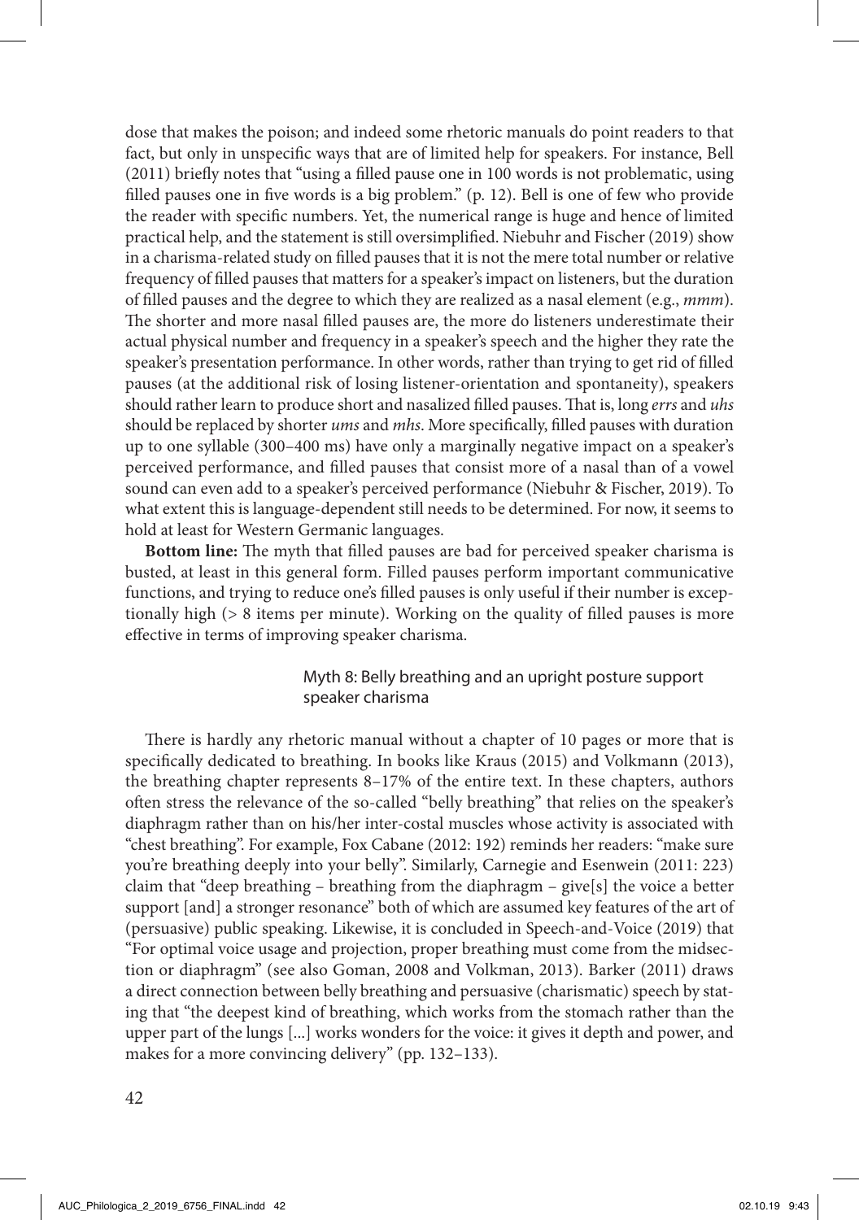dose that makes the poison; and indeed some rhetoric manuals do point readers to that fact, but only in unspecific ways that are of limited help for speakers. For instance, Bell (2011) briefly notes that "using a filled pause one in 100 words is not problematic, using filled pauses one in five words is a big problem." (p. 12). Bell is one of few who provide the reader with specific numbers. Yet, the numerical range is huge and hence of limited practical help, and the statement is still oversimplified. Niebuhr and Fischer (2019) show in a charisma-related study on filled pauses that it is not the mere total number or relative frequency of filled pauses that matters for a speaker's impact on listeners, but the duration of filled pauses and the degree to which they are realized as a nasal element (e.g., *mmm*). The shorter and more nasal filled pauses are, the more do listeners underestimate their actual physical number and frequency in a speaker's speech and the higher they rate the speaker's presentation performance. In other words, rather than trying to get rid of filled pauses (at the additional risk of losing listener-orientation and spontaneity), speakers should rather learn to produce short and nasalized filled pauses. That is, long *errs* and *uhs* should be replaced by shorter *ums* and *mhs*. More specifically, filled pauses with duration up to one syllable (300–400 ms) have only a marginally negative impact on a speaker's perceived performance, and filled pauses that consist more of a nasal than of a vowel sound can even add to a speaker's perceived performance (Niebuhr & Fischer, 2019). To what extent this is language-dependent still needs to be determined. For now, it seems to hold at least for Western Germanic languages.

**Bottom line:** The myth that filled pauses are bad for perceived speaker charisma is busted, at least in this general form. Filled pauses perform important communicative functions, and trying to reduce one's filled pauses is only useful if their number is exceptionally high (> 8 items per minute). Working on the quality of filled pauses is more effective in terms of improving speaker charisma.

### Myth 8: Belly breathing and an upright posture support speaker charisma

There is hardly any rhetoric manual without a chapter of 10 pages or more that is specifically dedicated to breathing. In books like Kraus (2015) and Volkmann (2013), the breathing chapter represents 8–17% of the entire text. In these chapters, authors often stress the relevance of the so-called "belly breathing" that relies on the speaker's diaphragm rather than on his/her inter-costal muscles whose activity is associated with "chest breathing". For example, Fox Cabane (2012: 192) reminds her readers: "make sure you're breathing deeply into your belly". Similarly, Carnegie and Esenwein (2011: 223) claim that "deep breathing – breathing from the diaphragm – give[s] the voice a better support [and] a stronger resonance" both of which are assumed key features of the art of (persuasive) public speaking. Likewise, it is concluded in Speech-and-Voice (2019) that "For optimal voice usage and projection, proper breathing must come from the midsection or diaphragm" (see also Goman, 2008 and Volkman, 2013). Barker (2011) draws a direct connection between belly breathing and persuasive (charismatic) speech by stating that "the deepest kind of breathing, which works from the stomach rather than the upper part of the lungs [...] works wonders for the voice: it gives it depth and power, and makes for a more convincing delivery" (pp. 132–133).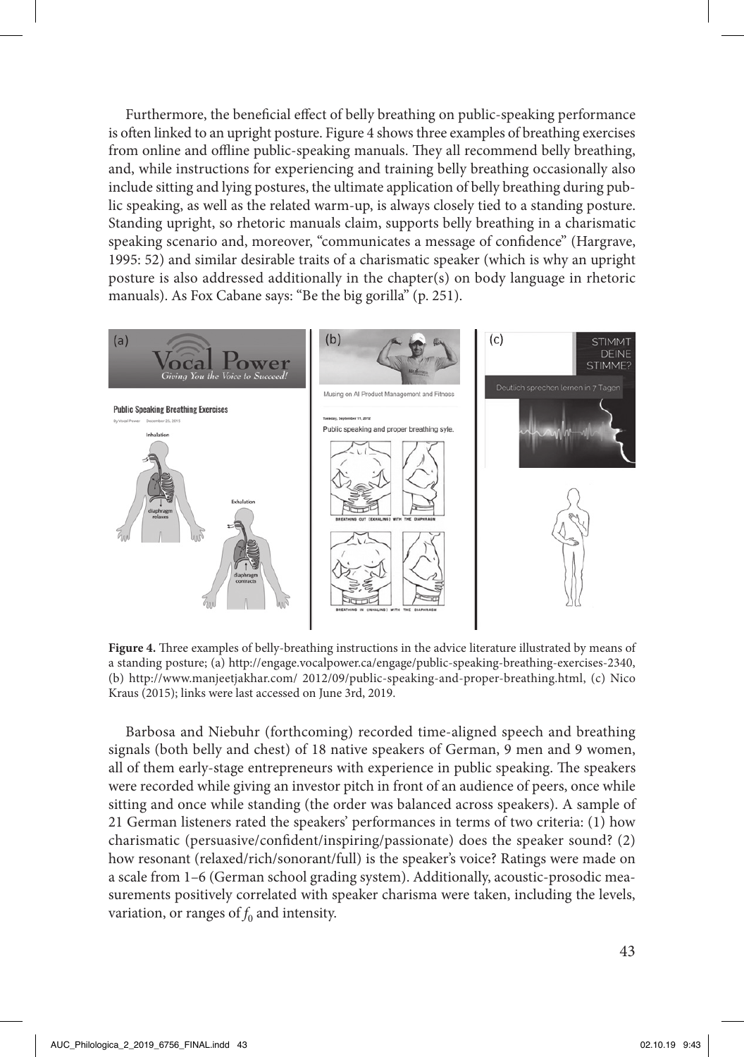Furthermore, the beneficial effect of belly breathing on public-speaking performance is often linked to an upright posture. Figure 4 shows three examples of breathing exercises from online and offline public-speaking manuals. They all recommend belly breathing, and, while instructions for experiencing and training belly breathing occasionally also include sitting and lying postures, the ultimate application of belly breathing during public speaking, as well as the related warm-up, is always closely tied to a standing posture. Standing upright, so rhetoric manuals claim, supports belly breathing in a charismatic speaking scenario and, moreover, "communicates a message of confidence" (Hargrave, 1995: 52) and similar desirable traits of a charismatic speaker (which is why an upright posture is also addressed additionally in the chapter(s) on body language in rhetoric manuals). As Fox Cabane says: "Be the big gorilla" (p. 251).

**Figure 4.** Three examples of belly-breathing instructions in the advice literature illustrated by means of a standing posture; (a) http://engage.vocalpower.ca/engage/public-speaking-breathing-exercises-2340, (b) http://www.manjeetjakhar.com/ 2012/09/public-speaking-and-proper-breathing.html, (c) Nico Kraus (2015); links were last accessed on June 3rd, 2019.

Barbosa and Niebuhr (forthcoming) recorded time-aligned speech and breathing signals (both belly and chest) of 18 native speakers of German, 9 men and 9 women, all of them early-stage entrepreneurs with experience in public speaking. The speakers were recorded while giving an investor pitch in front of an audience of peers, once while sitting and once while standing (the order was balanced across speakers). A sample of 21 German listeners rated the speakers' performances in terms of two criteria: (1) how charismatic (persuasive/confident/inspiring/passionate) does the speaker sound? (2) how resonant (relaxed/rich/sonorant/full) is the speaker's voice? Ratings were made on a scale from 1–6 (German school grading system). Additionally, acoustic-prosodic measurements positively correlated with speaker charisma were taken, including the levels, variation, or ranges of $f_0$ and intensity.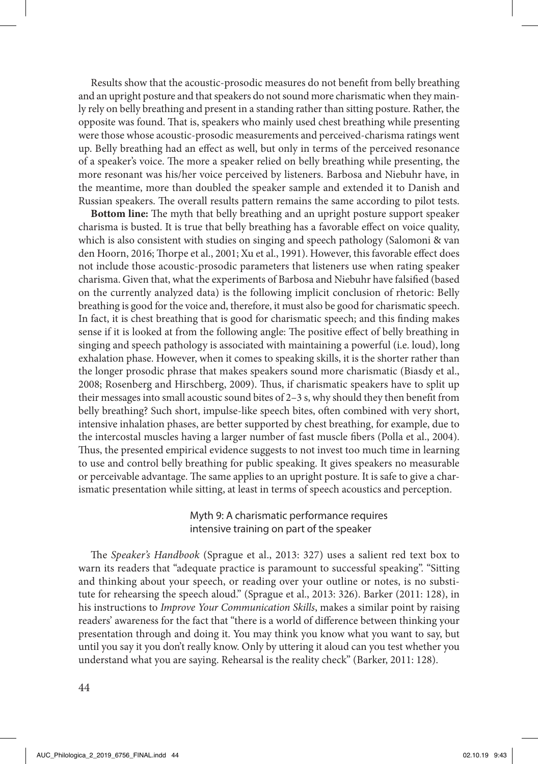Results show that the acoustic-prosodic measures do not benefit from belly breathing and an upright posture and that speakers do not sound more charismatic when they mainly rely on belly breathing and present in a standing rather than sitting posture. Rather, the opposite was found. That is, speakers who mainly used chest breathing while presenting were those whose acoustic-prosodic measurements and perceived-charisma ratings went up. Belly breathing had an effect as well, but only in terms of the perceived resonance of a speaker's voice. The more a speaker relied on belly breathing while presenting, the more resonant was his/her voice perceived by listeners. Barbosa and Niebuhr have, in the meantime, more than doubled the speaker sample and extended it to Danish and Russian speakers. The overall results pattern remains the same according to pilot tests.

**Bottom line:** The myth that belly breathing and an upright posture support speaker charisma is busted. It is true that belly breathing has a favorable effect on voice quality, which is also consistent with studies on singing and speech pathology (Salomoni & van den Hoorn, 2016; Thorpe et al., 2001; Xu et al., 1991). However, this favorable effect does not include those acoustic-prosodic parameters that listeners use when rating speaker charisma. Given that, what the experiments of Barbosa and Niebuhr have falsified (based on the currently analyzed data) is the following implicit conclusion of rhetoric: Belly breathing is good for the voice and, therefore, it must also be good for charismatic speech. In fact, it is chest breathing that is good for charismatic speech; and this finding makes sense if it is looked at from the following angle: The positive effect of belly breathing in singing and speech pathology is associated with maintaining a powerful (i.e. loud), long exhalation phase. However, when it comes to speaking skills, it is the shorter rather than the longer prosodic phrase that makes speakers sound more charismatic (Biasdy et al., 2008; Rosenberg and Hirschberg, 2009). Thus, if charismatic speakers have to split up their messages into small acoustic sound bites of 2–3 s, why should they then benefit from belly breathing? Such short, impulse-like speech bites, often combined with very short, intensive inhalation phases, are better supported by chest breathing, for example, due to the intercostal muscles having a larger number of fast muscle fibers (Polla et al., 2004). Thus, the presented empirical evidence suggests to not invest too much time in learning to use and control belly breathing for public speaking. It gives speakers no measurable or perceivable advantage. The same applies to an upright posture. It is safe to give a charismatic presentation while sitting, at least in terms of speech acoustics and perception.

## Myth 9: A charismatic performance requires intensive training on part of the speaker

The *Speaker's Handbook* (Sprague et al., 2013: 327) uses a salient red text box to warn its readers that "adequate practice is paramount to successful speaking". "Sitting and thinking about your speech, or reading over your outline or notes, is no substitute for rehearsing the speech aloud." (Sprague et al., 2013: 326). Barker (2011: 128), in his instructions to *Improve Your Communication Skills*, makes a similar point by raising readers' awareness for the fact that "there is a world of difference between thinking your presentation through and doing it. You may think you know what you want to say, but until you say it you don't really know. Only by uttering it aloud can you test whether you understand what you are saying. Rehearsal is the reality check" (Barker, 2011: 128).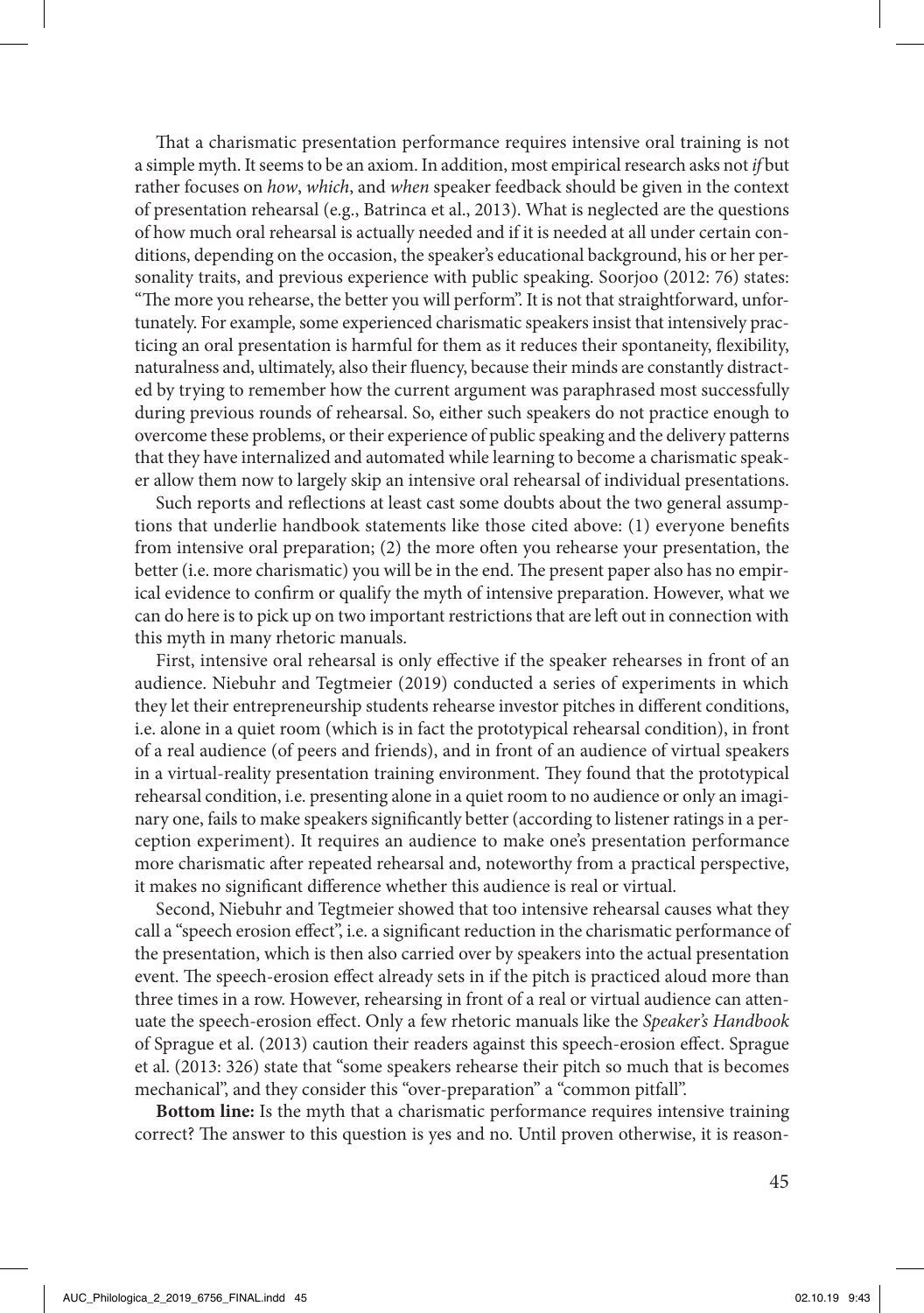That a charismatic presentation performance requires intensive oral training is not a simple myth. It seems to be an axiom. In addition, most empirical research asks not *if* but rather focuses on *how*, *which*, and *when* speaker feedback should be given in the context of presentation rehearsal (e.g., Batrinca et al., 2013). What is neglected are the questions of how much oral rehearsal is actually needed and if it is needed at all under certain conditions, depending on the occasion, the speaker's educational background, his or her personality traits, and previous experience with public speaking. Soorjoo (2012: 76) states: "The more you rehearse, the better you will perform". It is not that straightforward, unfortunately. For example, some experienced charismatic speakers insist that intensively practicing an oral presentation is harmful for them as it reduces their spontaneity, flexibility, naturalness and, ultimately, also their fluency, because their minds are constantly distracted by trying to remember how the current argument was paraphrased most successfully during previous rounds of rehearsal. So, either such speakers do not practice enough to overcome these problems, or their experience of public speaking and the delivery patterns that they have internalized and automated while learning to become a charismatic speaker allow them now to largely skip an intensive oral rehearsal of individual presentations.

Such reports and reflections at least cast some doubts about the two general assumptions that underlie handbook statements like those cited above: (1) everyone benefits from intensive oral preparation; (2) the more often you rehearse your presentation, the better (i.e. more charismatic) you will be in the end. The present paper also has no empirical evidence to confirm or qualify the myth of intensive preparation. However, what we can do here is to pick up on two important restrictions that are left out in connection with this myth in many rhetoric manuals.

First, intensive oral rehearsal is only effective if the speaker rehearses in front of an audience. Niebuhr and Tegtmeier (2019) conducted a series of experiments in which they let their entrepreneurship students rehearse investor pitches in different conditions, i.e. alone in a quiet room (which is in fact the prototypical rehearsal condition), in front of a real audience (of peers and friends), and in front of an audience of virtual speakers in a virtual-reality presentation training environment. They found that the prototypical rehearsal condition, i.e. presenting alone in a quiet room to no audience or only an imaginary one, fails to make speakers significantly better (according to listener ratings in a perception experiment). It requires an audience to make one's presentation performance more charismatic after repeated rehearsal and, noteworthy from a practical perspective, it makes no significant difference whether this audience is real or virtual.

Second, Niebuhr and Tegtmeier showed that too intensive rehearsal causes what they call a "speech erosion effect", i.e. a significant reduction in the charismatic performance of the presentation, which is then also carried over by speakers into the actual presentation event. The speech-erosion effect already sets in if the pitch is practiced aloud more than three times in a row. However, rehearsing in front of a real or virtual audience can attenuate the speech-erosion effect. Only a few rhetoric manuals like the *Speaker's Handbook* of Sprague et al. (2013) caution their readers against this speech-erosion effect. Sprague et al. (2013: 326) state that "some speakers rehearse their pitch so much that is becomes mechanical", and they consider this "over-preparation" a "common pitfall".

**Bottom line:** Is the myth that a charismatic performance requires intensive training correct? The answer to this question is yes and no. Until proven otherwise, it is reason-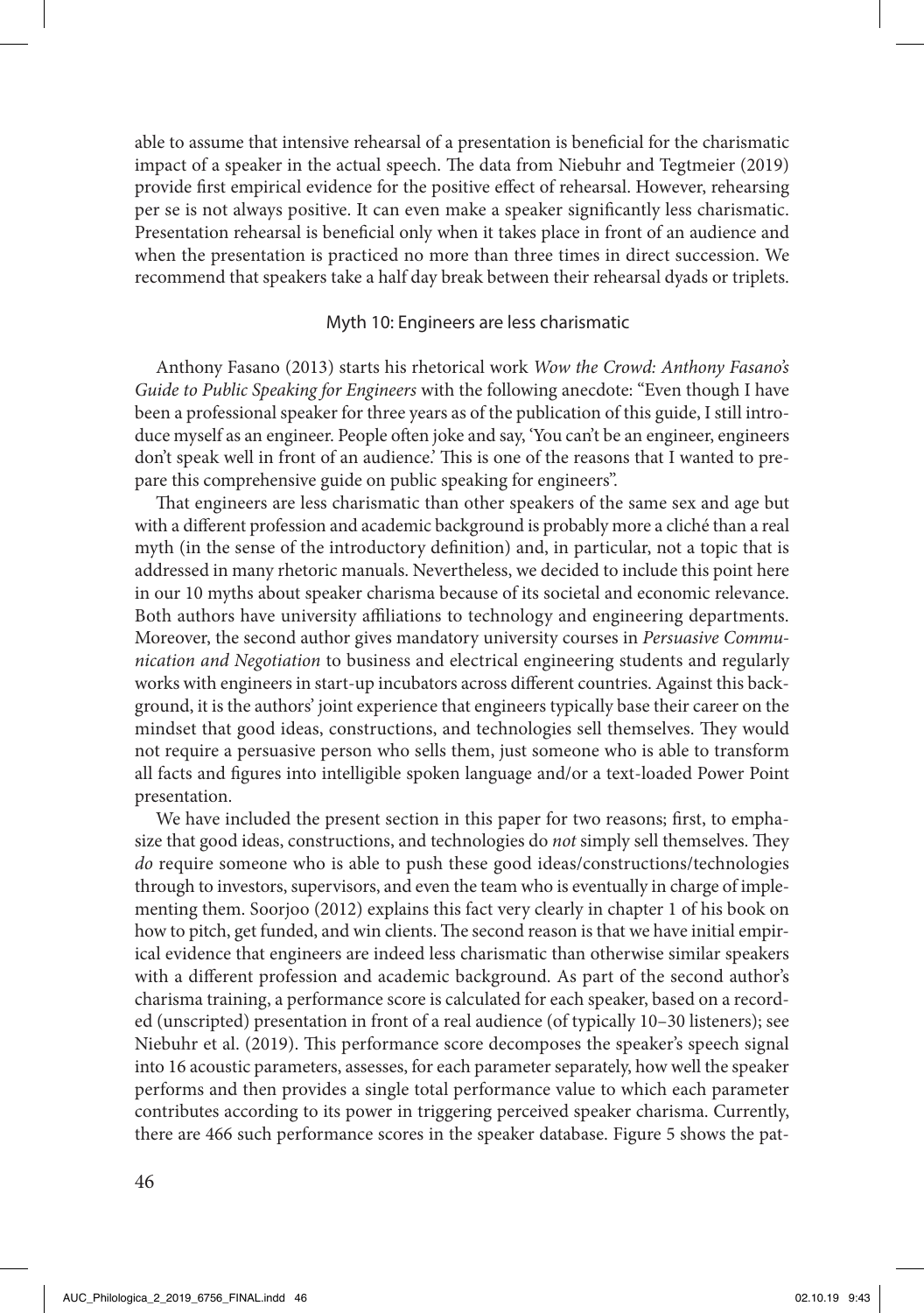able to assume that intensive rehearsal of a presentation is beneficial for the charismatic impact of a speaker in the actual speech. The data from Niebuhr and Tegtmeier (2019) provide first empirical evidence for the positive effect of rehearsal. However, rehearsing per se is not always positive. It can even make a speaker significantly less charismatic. Presentation rehearsal is beneficial only when it takes place in front of an audience and when the presentation is practiced no more than three times in direct succession. We recommend that speakers take a half day break between their rehearsal dyads or triplets.

## Myth 10: Engineers are less charismatic

Anthony Fasano (2013) starts his rhetorical work *Wow the Crowd: Anthony Fasano's Guide to Public Speaking for Engineers* with the following anecdote: "Even though I have been a professional speaker for three years as of the publication of this guide, I still introduce myself as an engineer. People often joke and say, 'You can't be an engineer, engineers don't speak well in front of an audience.' This is one of the reasons that I wanted to prepare this comprehensive guide on public speaking for engineers".

That engineers are less charismatic than other speakers of the same sex and age but with a different profession and academic background is probably more a cliché than a real myth (in the sense of the introductory definition) and, in particular, not a topic that is addressed in many rhetoric manuals. Nevertheless, we decided to include this point here in our 10 myths about speaker charisma because of its societal and economic relevance. Both authors have university affiliations to technology and engineering departments. Moreover, the second author gives mandatory university courses in *Persuasive Communication and Negotiation* to business and electrical engineering students and regularly works with engineers in start-up incubators across different countries. Against this background, it is the authors' joint experience that engineers typically base their career on the mindset that good ideas, constructions, and technologies sell themselves. They would not require a persuasive person who sells them, just someone who is able to transform all facts and figures into intelligible spoken language and/or a text-loaded Power Point presentation.

We have included the present section in this paper for two reasons; first, to emphasize that good ideas, constructions, and technologies do *not* simply sell themselves. They *do* require someone who is able to push these good ideas/constructions/technologies through to investors, supervisors, and even the team who is eventually in charge of implementing them. Soorjoo (2012) explains this fact very clearly in chapter 1 of his book on how to pitch, get funded, and win clients. The second reason is that we have initial empirical evidence that engineers are indeed less charismatic than otherwise similar speakers with a different profession and academic background. As part of the second author's charisma training, a performance score is calculated for each speaker, based on a recorded (unscripted) presentation in front of a real audience (of typically 10–30 listeners); see Niebuhr et al. (2019). This performance score decomposes the speaker's speech signal into 16 acoustic parameters, assesses, for each parameter separately, how well the speaker performs and then provides a single total performance value to which each parameter contributes according to its power in triggering perceived speaker charisma. Currently, there are 466 such performance scores in the speaker database. Figure 5 shows the pat-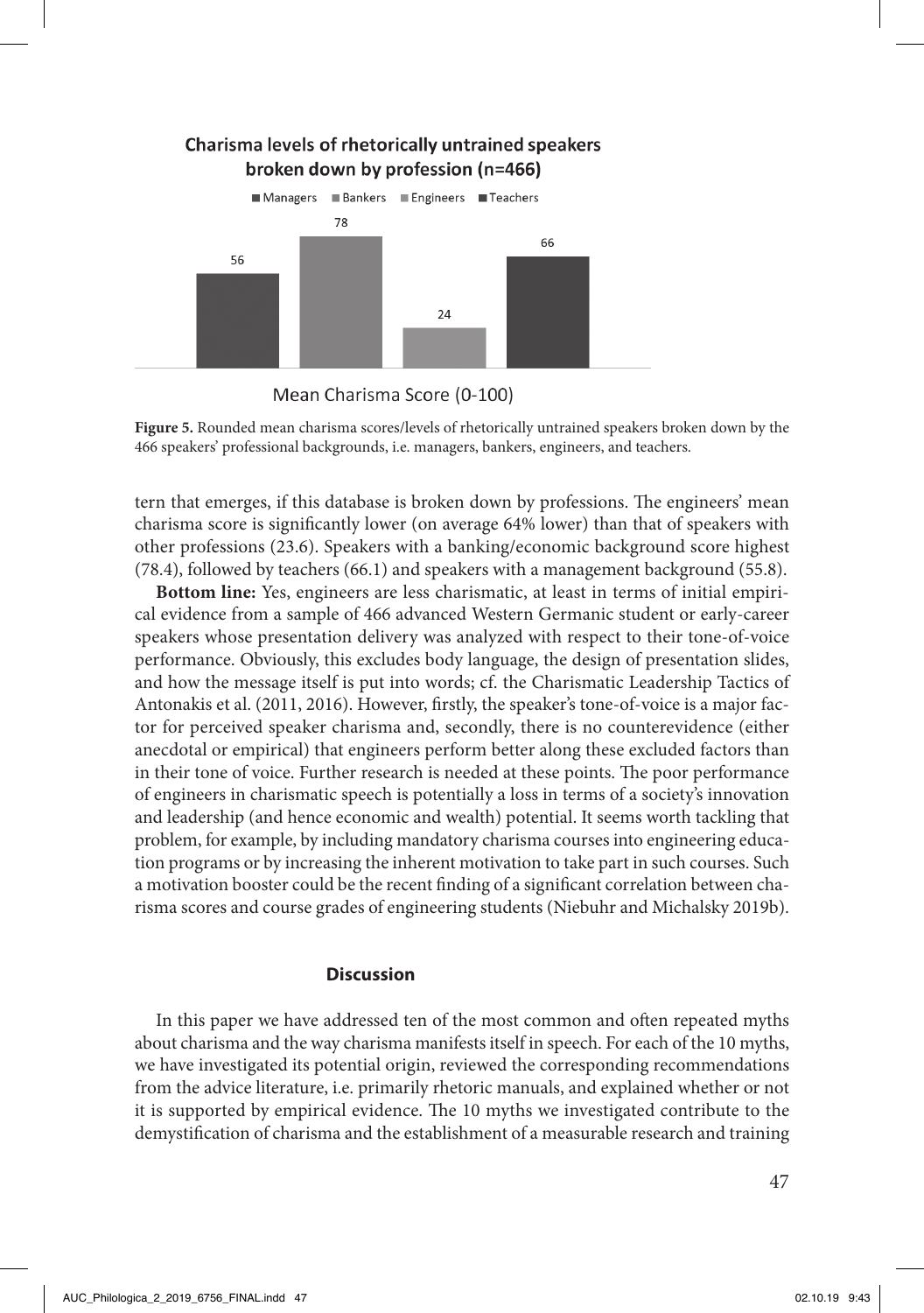**Figure 5.** Rounded mean charisma scores/levels of rhetorically untrained speakers broken down by the 466 speakers' professional backgrounds, i.e. managers, bankers, engineers, and teachers.

tern that emerges, if this database is broken down by professions. The engineers' mean charisma score is significantly lower (on average 64% lower) than that of speakers with other professions (23.6). Speakers with a banking/economic background score highest (78.4), followed by teachers (66.1) and speakers with a management background (55.8).

**Bottom line:** Yes, engineers are less charismatic, at least in terms of initial empirical evidence from a sample of 466 advanced Western Germanic student or early-career speakers whose presentation delivery was analyzed with respect to their tone-of-voice performance. Obviously, this excludes body language, the design of presentation slides, and how the message itself is put into words; cf. the Charismatic Leadership Tactics of Antonakis et al. (2011, 2016). However, firstly, the speaker's tone-of-voice is a major factor for perceived speaker charisma and, secondly, there is no counterevidence (either anecdotal or empirical) that engineers perform better along these excluded factors than in their tone of voice. Further research is needed at these points. The poor performance of engineers in charismatic speech is potentially a loss in terms of a society's innovation and leadership (and hence economic and wealth) potential. It seems worth tackling that problem, for example, by including mandatory charisma courses into engineering education programs or by increasing the inherent motivation to take part in such courses. Such a motivation booster could be the recent finding of a significant correlation between charisma scores and course grades of engineering students (Niebuhr and Michalsky 2019b).

## Discussion

In this paper we have addressed ten of the most common and often repeated myths about charisma and the way charisma manifests itself in speech. For each of the 10 myths, we have investigated its potential origin, reviewed the corresponding recommendations from the advice literature, i.e. primarily rhetoric manuals, and explained whether or not it is supported by empirical evidence. The 10 myths we investigated contribute to the demystification of charisma and the establishment of a measurable research and training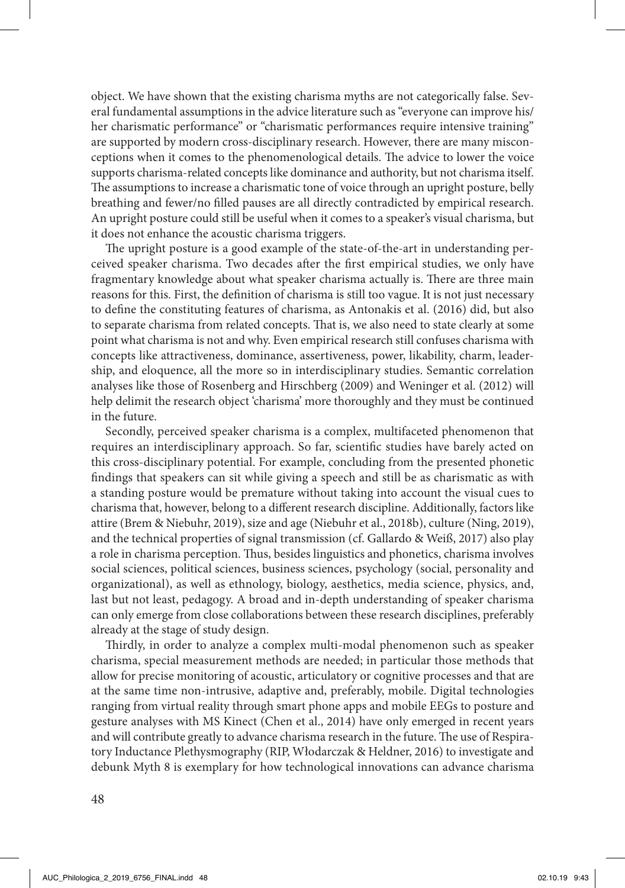object. We have shown that the existing charisma myths are not categorically false. Several fundamental assumptions in the advice literature such as "everyone can improve his/her charismatic performance" or "charismatic performances require intensive training" are supported by modern cross-disciplinary research. However, there are many misconceptions when it comes to the phenomenological details. The advice to lower the voice supports charisma-related concepts like dominance and authority, but not charisma itself. The assumptions to increase a charismatic tone of voice through an upright posture, belly breathing and fewer/no filled pauses are all directly contradicted by empirical research. An upright posture could still be useful when it comes to a speaker's visual charisma, but it does not enhance the acoustic charisma triggers.

The upright posture is a good example of the state-of-the-art in understanding perceived speaker charisma. Two decades after the first empirical studies, we only have fragmentary knowledge about what speaker charisma actually is. There are three main reasons for this. First, the definition of charisma is still too vague. It is not just necessary to define the constituting features of charisma, as Antonakis et al. (2016) did, but also to separate charisma from related concepts. That is, we also need to state clearly at some point what charisma is not and why. Even empirical research still confuses charisma with concepts like attractiveness, dominance, assertiveness, power, likability, charm, leadership, and eloquence, all the more so in interdisciplinary studies. Semantic correlation analyses like those of Rosenberg and Hirschberg (2009) and Weninger et al. (2012) will help delimit the research object 'charisma' more thoroughly and they must be continued in the future.

Secondly, perceived speaker charisma is a complex, multifaceted phenomenon that requires an interdisciplinary approach. So far, scientific studies have barely acted on this cross-disciplinary potential. For example, concluding from the presented phonetic findings that speakers can sit while giving a speech and still be as charismatic as with a standing posture would be premature without taking into account the visual cues to charisma that, however, belong to a different research discipline. Additionally, factors like attire (Brem & Niebuhr, 2019), size and age (Niebuhr et al., 2018b), culture (Ning, 2019), and the technical properties of signal transmission (cf. Gallardo & Weiß, 2017) also play a role in charisma perception. Thus, besides linguistics and phonetics, charisma involves social sciences, political sciences, business sciences, psychology (social, personality and organizational), as well as ethnology, biology, aesthetics, media science, physics, and, last but not least, pedagogy. A broad and in-depth understanding of speaker charisma can only emerge from close collaborations between these research disciplines, preferably already at the stage of study design.

Thirdly, in order to analyze a complex multi-modal phenomenon such as speaker charisma, special measurement methods are needed; in particular those methods that allow for precise monitoring of acoustic, articulatory or cognitive processes and that are at the same time non-intrusive, adaptive and, preferably, mobile. Digital technologies ranging from virtual reality through smart phone apps and mobile EEGs to posture and gesture analyses with MS Kinect (Chen et al., 2014) have only emerged in recent years and will contribute greatly to advance charisma research in the future. The use of Respiratory Inductance Plethysmography (RIP, Włodarczak & Heldner, 2016) to investigate and debunk Myth 8 is exemplary for how technological innovations can advance charisma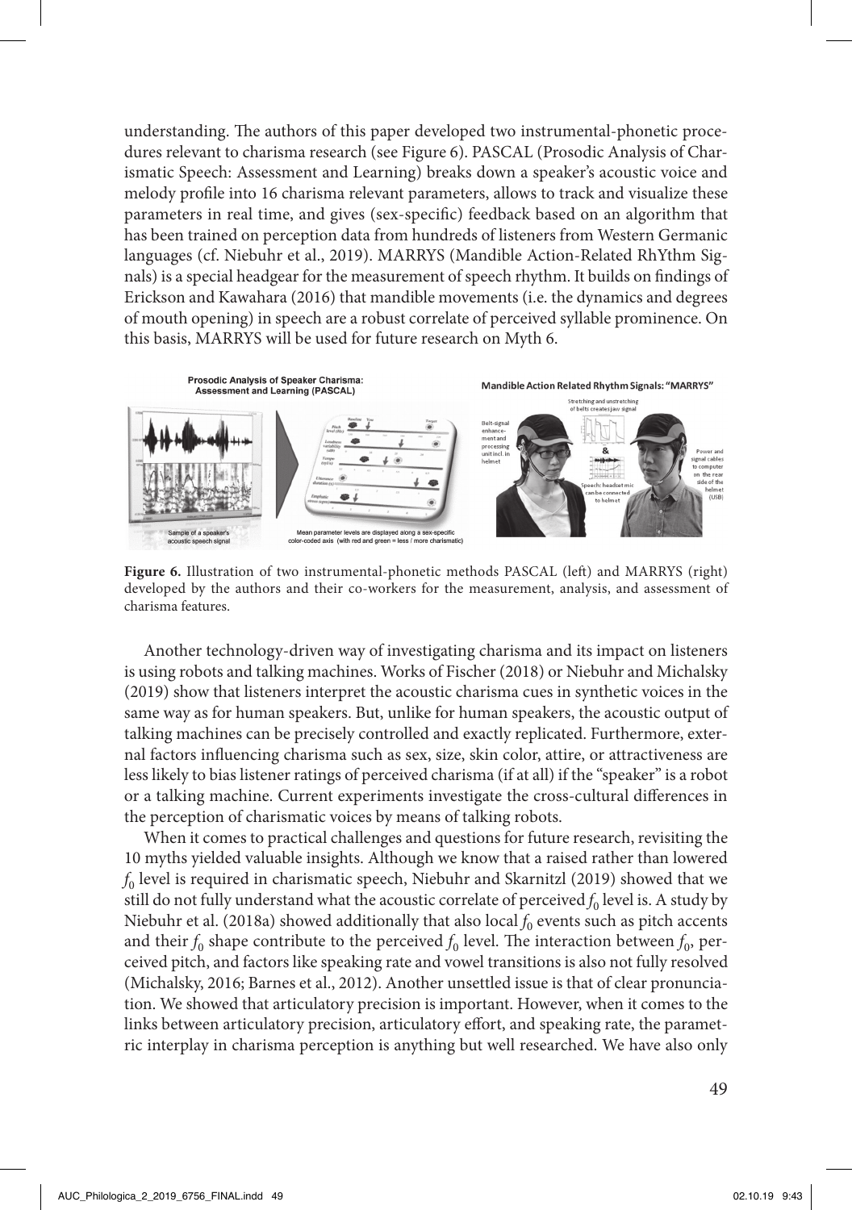understanding. The authors of this paper developed two instrumental-phonetic procedures relevant to charisma research (see Figure 6). PASCAL (Prosodic Analysis of Charismatic Speech: Assessment and Learning) breaks down a speaker's acoustic voice and melody profile into 16 charisma relevant parameters, allows to track and visualize these parameters in real time, and gives (sex-specific) feedback based on an algorithm that has been trained on perception data from hundreds of listeners from Western Germanic languages (cf. Niebuhr et al., 2019). MARRYS (Mandible Action-Related RhYthm Signals) is a special headgear for the measurement of speech rhythm. It builds on findings of Erickson and Kawahara (2016) that mandible movements (i.e. the dynamics and degrees of mouth opening) in speech are a robust correlate of perceived syllable prominence. On this basis, MARRYS will be used for future research on Myth 6.

**Figure 6.** Illustration of two instrumental-phonetic methods PASCAL (left) and MARRYS (right) developed by the authors and their co-workers for the measurement, analysis, and assessment of charisma features.

Another technology-driven way of investigating charisma and its impact on listeners is using robots and talking machines. Works of Fischer (2018) or Niebuhr and Michalsky (2019) show that listeners interpret the acoustic charisma cues in synthetic voices in the same way as for human speakers. But, unlike for human speakers, the acoustic output of talking machines can be precisely controlled and exactly replicated. Furthermore, external factors influencing charisma such as sex, size, skin color, attire, or attractiveness are less likely to bias listener ratings of perceived charisma (if at all) if the "speaker" is a robot or a talking machine. Current experiments investigate the cross-cultural differences in the perception of charismatic voices by means of talking robots.

When it comes to practical challenges and questions for future research, revisiting the 10 myths yielded valuable insights. Although we know that a raised rather than lowered $f_0$ level is required in charismatic speech, Niebuhr and Skarnitzl (2019) showed that we still do not fully understand what the acoustic correlate of perceived $f_0$ level is. A study by Niebuhr et al. (2018a) showed additionally that also local $f_0$ events such as pitch accents and their $f_0$ shape contribute to the perceived $f_0$ level. The interaction between $f_0$, perceived pitch, and factors like speaking rate and vowel transitions is also not fully resolved (Michalsky, 2016; Barnes et al., 2012). Another unsettled issue is that of clear pronunciation. We showed that articulatory precision is important. However, when it comes to the links between articulatory precision, articulatory effort, and speaking rate, the parametric interplay in charisma perception is anything but well researched. We have also only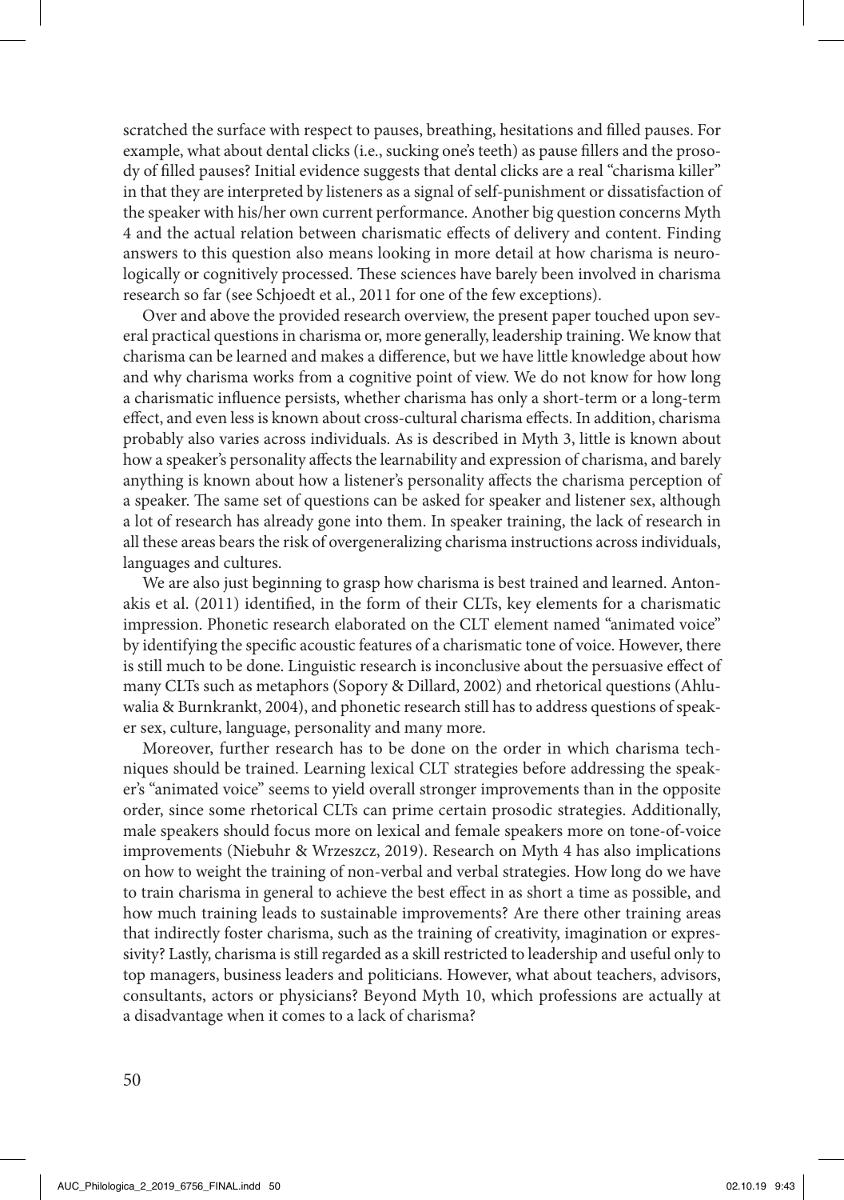scratched the surface with respect to pauses, breathing, hesitations and filled pauses. For example, what about dental clicks (i.e., sucking one's teeth) as pause fillers and the prosody of filled pauses? Initial evidence suggests that dental clicks are a real "charisma killer" in that they are interpreted by listeners as a signal of self-punishment or dissatisfaction of the speaker with his/her own current performance. Another big question concerns Myth 4 and the actual relation between charismatic effects of delivery and content. Finding answers to this question also means looking in more detail at how charisma is neurologically or cognitively processed. These sciences have barely been involved in charisma research so far (see Schjoedt et al., 2011 for one of the few exceptions).

Over and above the provided research overview, the present paper touched upon several practical questions in charisma or, more generally, leadership training. We know that charisma can be learned and makes a difference, but we have little knowledge about how and why charisma works from a cognitive point of view. We do not know for how long a charismatic influence persists, whether charisma has only a short-term or a long-term effect, and even less is known about cross-cultural charisma effects. In addition, charisma probably also varies across individuals. As is described in Myth 3, little is known about how a speaker's personality affects the learnability and expression of charisma, and barely anything is known about how a listener's personality affects the charisma perception of a speaker. The same set of questions can be asked for speaker and listener sex, although a lot of research has already gone into them. In speaker training, the lack of research in all these areas bears the risk of overgeneralizing charisma instructions across individuals, languages and cultures.

We are also just beginning to grasp how charisma is best trained and learned. Antonakis et al. (2011) identified, in the form of their CLTs, key elements for a charismatic impression. Phonetic research elaborated on the CLT element named "animated voice" by identifying the specific acoustic features of a charismatic tone of voice. However, there is still much to be done. Linguistic research is inconclusive about the persuasive effect of many CLTs such as metaphors (Sopory & Dillard, 2002) and rhetorical questions (Ahluwalia & Burnkrankt, 2004), and phonetic research still has to address questions of speaker sex, culture, language, personality and many more.

Moreover, further research has to be done on the order in which charisma techniques should be trained. Learning lexical CLT strategies before addressing the speaker's "animated voice" seems to yield overall stronger improvements than in the opposite order, since some rhetorical CLTs can prime certain prosodic strategies. Additionally, male speakers should focus more on lexical and female speakers more on tone-of-voice improvements (Niebuhr & Wrzeszcz, 2019). Research on Myth 4 has also implications on how to weight the training of non-verbal and verbal strategies. How long do we have to train charisma in general to achieve the best effect in as short a time as possible, and how much training leads to sustainable improvements? Are there other training areas that indirectly foster charisma, such as the training of creativity, imagination or expressivity? Lastly, charisma is still regarded as a skill restricted to leadership and useful only to top managers, business leaders and politicians. However, what about teachers, advisors, consultants, actors or physicians? Beyond Myth 10, which professions are actually at a disadvantage when it comes to a lack of charisma?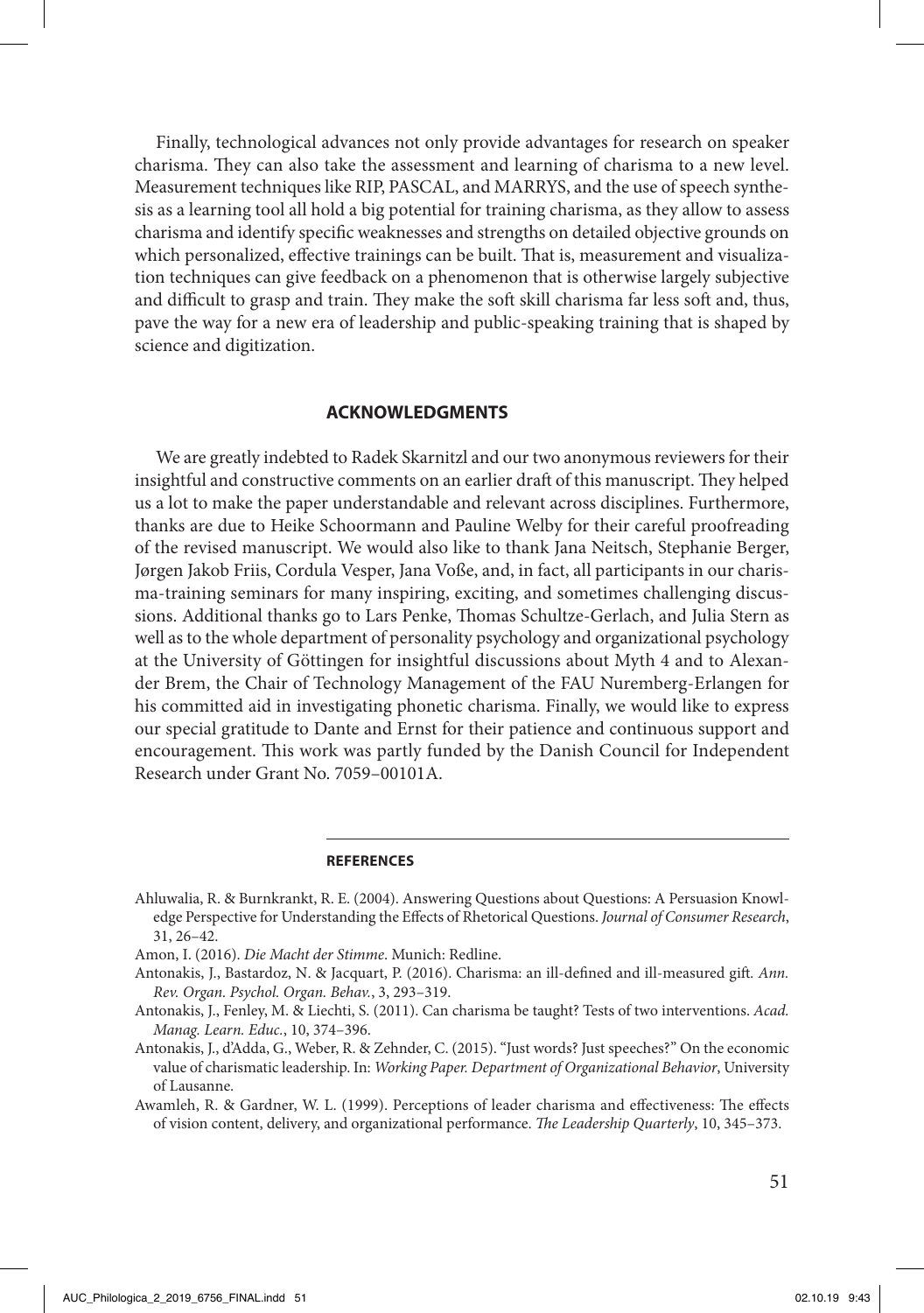Finally, technological advances not only provide advantages for research on speaker charisma. They can also take the assessment and learning of charisma to a new level. Measurement techniques like RIP, PASCAL, and MARRYS, and the use of speech synthesis as a learning tool all hold a big potential for training charisma, as they allow to assess charisma and identify specific weaknesses and strengths on detailed objective grounds on which personalized, effective trainings can be built. That is, measurement and visualization techniques can give feedback on a phenomenon that is otherwise largely subjective and difficult to grasp and train. They make the soft skill charisma far less soft and, thus, pave the way for a new era of leadership and public-speaking training that is shaped by science and digitization.

## ACKNOWLEDGMENTS

We are greatly indebted to Radek Skarnitzl and our two anonymous reviewers for their insightful and constructive comments on an earlier draft of this manuscript. They helped us a lot to make the paper understandable and relevant across disciplines. Furthermore, thanks are due to Heike Schoormann and Pauline Welby for their careful proofreading of the revised manuscript. We would also like to thank Jana Neitsch, Stephanie Berger, Jørgen Jakob Friis, Cordula Vesper, Jana Voße, and, in fact, all participants in our charisma-training seminars for many inspiring, exciting, and sometimes challenging discussions. Additional thanks go to Lars Penke, Thomas Schultze-Gerlach, and Julia Stern as well as to the whole department of personality psychology and organizational psychology at the University of Göttingen for insightful discussions about Myth 4 and to Alexander Brem, the Chair of Technology Management of the FAU Nuremberg-Erlangen for his committed aid in investigating phonetic charisma. Finally, we would like to express our special gratitude to Dante and Ernst for their patience and continuous support and encouragement. This work was partly funded by the Danish Council for Independent Research under Grant No. 7059–00101A.

## REFERENCES

Ahluwalia, R. & Burnkrankt, R. E. (2004). Answering Questions about Questions: A Persuasion Knowledge Perspective for Understanding the Effects of Rhetorical Questions. *Journal of Consumer Research*, 31, 26–42.

Amon, I. (2016). *Die Macht der Stimme*. Munich: Redline.

Antonakis, J., Bastardoz, N. & Jacquart, P. (2016). Charisma: an ill-defined and ill-measured gift. *Ann. Rev. Organ. Psychol. Organ. Behav.*, 3, 293–319.

Antonakis, J., Fenley, M. & Liechti, S. (2011). Can charisma be taught? Tests of two interventions. *Acad. Manag. Learn. Educ.*, 10, 374–396.

Antonakis, J., d'Adda, G., Weber, R. & Zehnder, C. (2015). "Just words? Just speeches?" On the economic value of charismatic leadership. In: *Working Paper. Department of Organizational Behavior*, University of Lausanne.

Awamleh, R. & Gardner, W. L. (1999). Perceptions of leader charisma and effectiveness: The effects of vision content, delivery, and organizational performance. *The Leadership Quarterly*, 10, 345–373.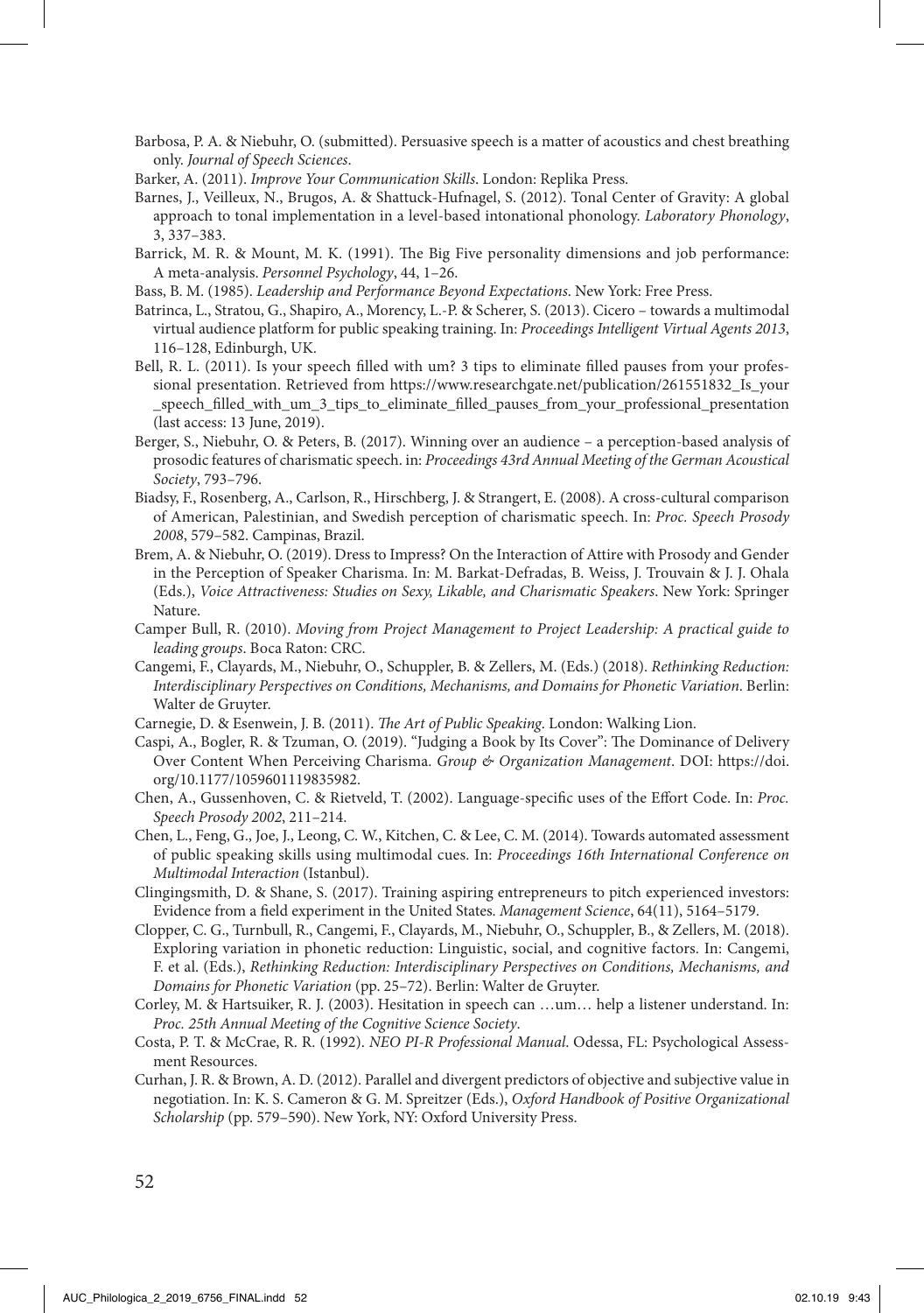Barbosa, P. A. & Niebuhr, O. (submitted). Persuasive speech is a matter of acoustics and chest breathing only. *Journal of Speech Sciences*.

Barker, A. (2011). *Improve Your Communication Skills*. London: Replika Press.

Barnes, J., Veilleux, N., Brugos, A. & Shattuck-Hufnagel, S. (2012). Tonal Center of Gravity: A global approach to tonal implementation in a level-based intonational phonology. *Laboratory Phonology*, 3, 337–383.

Barrick, M. R. & Mount, M. K. (1991). The Big Five personality dimensions and job performance: A meta-analysis. *Personnel Psychology*, 44, 1–26.

Bass, B. M. (1985). *Leadership and Performance Beyond Expectations*. New York: Free Press.

Batrinca, L., Stratou, G., Shapiro, A., Morency, L.-P. & Scherer, S. (2013). Cicero – towards a multimodal virtual audience platform for public speaking training. In: *Proceedings Intelligent Virtual Agents 2013*, 116–128, Edinburgh, UK.

Bell, R. L. (2011). Is your speech filled with um? 3 tips to eliminate filled pauses from your professional presentation. Retrieved from https://www.researchgate.net/publication/261551832_Is_your_speech_filled_with_um_3_tips_to_eliminate_filled_pauses_from_your_professional_presentation (last access: 13 June, 2019).

Berger, S., Niebuhr, O. & Peters, B. (2017). Winning over an audience – a perception-based analysis of prosodic features of charismatic speech. in: *Proceedings 43rd Annual Meeting of the German Acoustical Society*, 793–796.

Biadsy, F., Rosenberg, A., Carlson, R., Hirschberg, J. & Strangert, E. (2008). A cross-cultural comparison of American, Palestinian, and Swedish perception of charismatic speech. In: *Proc. Speech Prosody 2008*, 579–582. Campinas, Brazil.

Brem, A. & Niebuhr, O. (2019). Dress to Impress? On the Interaction of Attire with Prosody and Gender in the Perception of Speaker Charisma. In: M. Barkat-Defradas, B. Weiss, J. Trouvain & J. J. Ohala (Eds.), *Voice Attractiveness: Studies on Sexy, Likable, and Charismatic Speakers*. New York: Springer Nature.

Camper Bull, R. (2010). *Moving from Project Management to Project Leadership: A practical guide to leading groups*. Boca Raton: CRC.

Cangemi, F., Clayards, M., Niebuhr, O., Schuppler, B. & Zellers, M. (Eds.) (2018). *Rethinking Reduction: Interdisciplinary Perspectives on Conditions, Mechanisms, and Domains for Phonetic Variation*. Berlin: Walter de Gruyter.

Carnegie, D. & Esenwein, J. B. (2011). *The Art of Public Speaking*. London: Walking Lion.

Caspi, A., Bogler, R. & Tzuman, O. (2019). "Judging a Book by Its Cover": The Dominance of Delivery Over Content When Perceiving Charisma. *Group & Organization Management*. DOI: https://doi.org/10.1177/1059601119835982.

Chen, A., Gussenhoven, C. & Rietveld, T. (2002). Language-specific uses of the Effort Code. In: *Proc. Speech Prosody 2002*, 211–214.

Chen, L., Feng, G., Joe, J., Leong, C. W., Kitchen, C. & Lee, C. M. (2014). Towards automated assessment of public speaking skills using multimodal cues. In: *Proceedings 16th International Conference on Multimodal Interaction* (Istanbul).

Clingingsmith, D. & Shane, S. (2017). Training aspiring entrepreneurs to pitch experienced investors: Evidence from a field experiment in the United States. *Management Science*, 64(11), 5164–5179.

Clopper, C. G., Turnbull, R., Cangemi, F., Clayards, M., Niebuhr, O., Schuppler, B., & Zellers, M. (2018). Exploring variation in phonetic reduction: Linguistic, social, and cognitive factors. In: Cangemi, F. et al. (Eds.), *Rethinking Reduction: Interdisciplinary Perspectives on Conditions, Mechanisms, and Domains for Phonetic Variation* (pp. 25–72). Berlin: Walter de Gruyter.

Corley, M. & Hartsuiker, R. J. (2003). Hesitation in speech can …um… help a listener understand. In: *Proc. 25th Annual Meeting of the Cognitive Science Society*.

Costa, P. T. & McCrae, R. R. (1992). *NEO PI-R Professional Manual*. Odessa, FL: Psychological Assessment Resources.

Curhan, J. R. & Brown, A. D. (2012). Parallel and divergent predictors of objective and subjective value in negotiation. In: K. S. Cameron & G. M. Spreitzer (Eds.), *Oxford Handbook of Positive Organizational Scholarship* (pp. 579–590). New York, NY: Oxford University Press.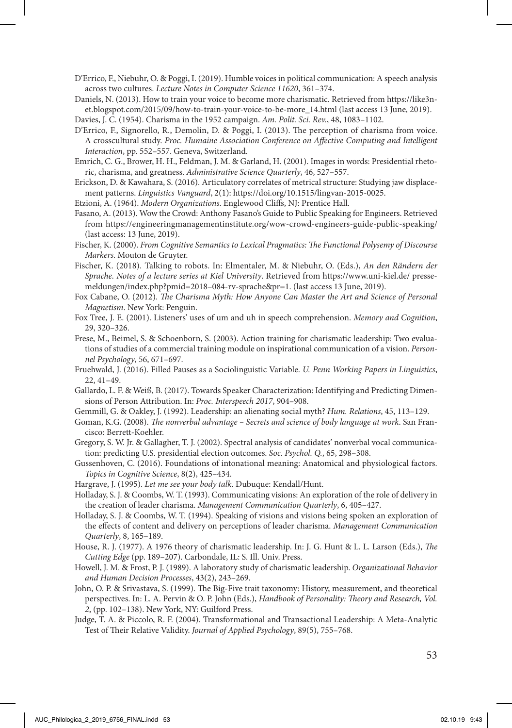D'Errico, F., Niebuhr, O. & Poggi, I. (2019). Humble voices in political communication: A speech analysis across two cultures. *Lecture Notes in Computer Science 11620*, 361–374.

Daniels, N. (2013). How to train your voice to become more charismatic. Retrieved from https://like3net.blogspot.com/2015/09/how-to-train-your-voice-to-be-more_14.html (last access 13 June, 2019).

Davies, J. C. (1954). Charisma in the 1952 campaign. *Am. Polit. Sci. Rev.*, 48, 1083–1102.

D'Errico, F., Signorello, R., Demolin, D. & Poggi, I. (2013). The perception of charisma from voice. A crosscultural study. *Proc. Humaine Association Conference on Affective Computing and Intelligent Interaction*, pp. 552–557. Geneva, Switzerland.

Emrich, C. G., Brower, H. H., Feldman, J. M. & Garland, H. (2001). Images in words: Presidential rhetoric, charisma, and greatness. *Administrative Science Quarterly*, 46, 527–557.

Erickson, D. & Kawahara, S. (2016). Articulatory correlates of metrical structure: Studying jaw displacement patterns. *Linguistics Vanguard*, 2(1): https://doi.org/10.1515/lingvan-2015-0025.

Etzioni, A. (1964). *Modern Organizations*. Englewood Cliffs, NJ: Prentice Hall.

Fasano, A. (2013). Wow the Crowd: Anthony Fasano's Guide to Public Speaking for Engineers. Retrieved from https://engineeringmanagementinstitute.org/wow-crowd-engineers-guide-public-speaking/ (last access: 13 June, 2019).

Fischer, K. (2000). *From Cognitive Semantics to Lexical Pragmatics: The Functional Polysemy of Discourse Markers*. Mouton de Gruyter.

Fischer, K. (2018). Talking to robots. In: Elmentaler, M. & Niebuhr, O. (Eds.), *An den Rändern der Sprache. Notes of a lecture series at Kiel University*. Retrieved from https://www.uni-kiel.de/ pressemeldungen/index.php?pmid=2018–084-rv-sprache&pr=1. (last access 13 June, 2019).

Fox Cabane, O. (2012). *The Charisma Myth: How Anyone Can Master the Art and Science of Personal Magnetism*. New York: Penguin.

Fox Tree, J. E. (2001). Listeners' uses of um and uh in speech comprehension. *Memory and Cognition*, 29, 320–326.

Frese, M., Beimel, S. & Schoenborn, S. (2003). Action training for charismatic leadership: Two evaluations of studies of a commercial training module on inspirational communication of a vision. *Personnel Psychology*, 56, 671–697.

Fruehwald, J. (2016). Filled Pauses as a Sociolinguistic Variable. *U. Penn Working Papers in Linguistics*, 22, 41–49.

Gallardo, L. F. & Weiß, B. (2017). Towards Speaker Characterization: Identifying and Predicting Dimensions of Person Attribution. In: *Proc. Interspeech 2017*, 904–908.

Gemmill, G. & Oakley, J. (1992). Leadership: an alienating social myth? *Hum. Relations*, 45, 113–129.

Goman, K.G. (2008). *The nonverbal advantage – Secrets and science of body language at work*. San Francisco: Berrett-Koehler.

Gregory, S. W. Jr. & Gallagher, T. J. (2002). Spectral analysis of candidates' nonverbal vocal communication: predicting U.S. presidential election outcomes. *Soc. Psychol. Q.*, 65, 298–308.

Gussenhoven, C. (2016). Foundations of intonational meaning: Anatomical and physiological factors. *Topics in Cognitive Science*, 8(2), 425–434.

Hargrave, J. (1995). *Let me see your body talk*. Dubuque: Kendall/Hunt.

Holladay, S. J. & Coombs, W. T. (1993). Communicating visions: An exploration of the role of delivery in the creation of leader charisma. *Management Communication Quarterly*, 6, 405–427.

Holladay, S. J. & Coombs, W. T. (1994). Speaking of visions and visions being spoken an exploration of the effects of content and delivery on perceptions of leader charisma. *Management Communication Quarterly*, 8, 165–189.

House, R. J. (1977). A 1976 theory of charismatic leadership. In: J. G. Hunt & L. L. Larson (Eds.), *The Cutting Edge* (pp. 189–207). Carbondale, IL: S. Ill. Univ. Press.

Howell, J. M. & Frost, P. J. (1989). A laboratory study of charismatic leadership. *Organizational Behavior and Human Decision Processes*, 43(2), 243–269.

John, O. P. & Srivastava, S. (1999). The Big-Five trait taxonomy: History, measurement, and theoretical perspectives. In: L. A. Pervin & O. P. John (Eds.), *Handbook of Personality: Theory and Research, Vol. 2*, (pp. 102–138). New York, NY: Guilford Press.

Judge, T. A. & Piccolo, R. F. (2004). Transformational and Transactional Leadership: A Meta-Analytic Test of Their Relative Validity. *Journal of Applied Psychology*, 89(5), 755–768.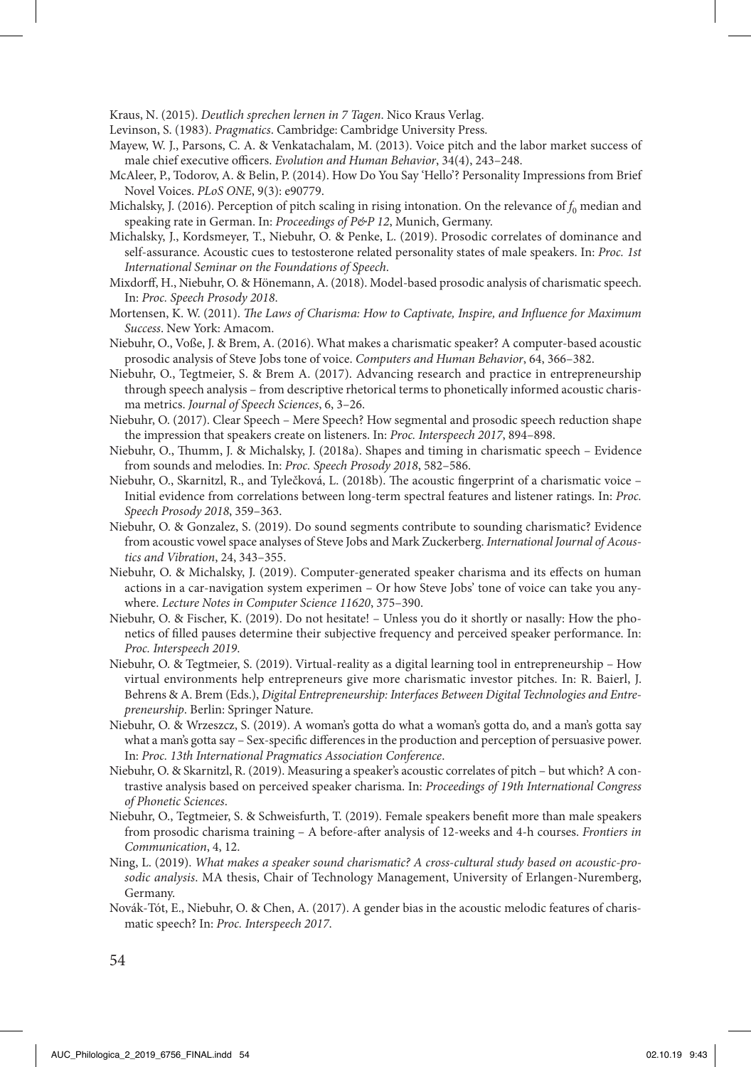Kraus, N. (2015). *Deutlich sprechen lernen in 7 Tagen*. Nico Kraus Verlag.

Levinson, S. (1983). *Pragmatics*. Cambridge: Cambridge University Press.

Mayew, W. J., Parsons, C. A. & Venkatachalam, M. (2013). Voice pitch and the labor market success of male chief executive officers. *Evolution and Human Behavior*, 34(4), 243–248.

McAleer, P., Todorov, A. & Belin, P. (2014). How Do You Say 'Hello'? Personality Impressions from Brief Novel Voices. *PLoS ONE*, 9(3): e90779.

Michalsky, J. (2016). Perception of pitch scaling in rising intonation. On the relevance of $f_0$ median and speaking rate in German. In: *Proceedings of P&P 12*, Munich, Germany.

Michalsky, J., Kordsmeyer, T., Niebuhr, O. & Penke, L. (2019). Prosodic correlates of dominance and self-assurance. Acoustic cues to testosterone related personality states of male speakers. In: *Proc. 1st International Seminar on the Foundations of Speech*.

Mixdorff, H., Niebuhr, O. & Hönemann, A. (2018). Model-based prosodic analysis of charismatic speech. In: *Proc. Speech Prosody 2018*.

Mortensen, K. W. (2011). *The Laws of Charisma: How to Captivate, Inspire, and Influence for Maximum Success*. New York: Amacom.

Niebuhr, O., Voße, J. & Brem, A. (2016). What makes a charismatic speaker? A computer-based acoustic prosodic analysis of Steve Jobs tone of voice. *Computers and Human Behavior*, 64, 366–382.

Niebuhr, O., Tegtmeier, S. & Brem A. (2017). Advancing research and practice in entrepreneurship through speech analysis – from descriptive rhetorical terms to phonetically informed acoustic charisma metrics. *Journal of Speech Sciences*, 6, 3–26.

Niebuhr, O. (2017). Clear Speech – Mere Speech? How segmental and prosodic speech reduction shape the impression that speakers create on listeners. In: *Proc. Interspeech 2017*, 894–898.

Niebuhr, O., Thumm, J. & Michalsky, J. (2018a). Shapes and timing in charismatic speech – Evidence from sounds and melodies. In: *Proc. Speech Prosody 2018*, 582–586.

Niebuhr, O., Skarnitzl, R., and Tylečková, L. (2018b). The acoustic fingerprint of a charismatic voice – Initial evidence from correlations between long-term spectral features and listener ratings. In: *Proc. Speech Prosody 2018*, 359–363.

Niebuhr, O. & Gonzalez, S. (2019). Do sound segments contribute to sounding charismatic? Evidence from acoustic vowel space analyses of Steve Jobs and Mark Zuckerberg. *International Journal of Acoustics and Vibration*, 24, 343–355.

Niebuhr, O. & Michalsky, J. (2019). Computer-generated speaker charisma and its effects on human actions in a car-navigation system experimen – Or how Steve Jobs' tone of voice can take you anywhere. *Lecture Notes in Computer Science 11620*, 375–390.

Niebuhr, O. & Fischer, K. (2019). Do not hesitate! – Unless you do it shortly or nasally: How the phonetics of filled pauses determine their subjective frequency and perceived speaker performance. In: *Proc. Interspeech 2019*.

Niebuhr, O. & Tegtmeier, S. (2019). Virtual-reality as a digital learning tool in entrepreneurship – How virtual environments help entrepreneurs give more charismatic investor pitches. In: R. Baierl, J. Behrens & A. Brem (Eds.), *Digital Entrepreneurship: Interfaces Between Digital Technologies and Entrepreneurship*. Berlin: Springer Nature.

Niebuhr, O. & Wrzeszcz, S. (2019). A woman's gotta do what a woman's gotta do, and a man's gotta say what a man's gotta say – Sex-specific differences in the production and perception of persuasive power. In: *Proc. 13th International Pragmatics Association Conference*.

Niebuhr, O. & Skarnitzl, R. (2019). Measuring a speaker's acoustic correlates of pitch – but which? A contrastive analysis based on perceived speaker charisma. In: *Proceedings of 19th International Congress of Phonetic Sciences*.

Niebuhr, O., Tegtmeier, S. & Schweisfurth, T. (2019). Female speakers benefit more than male speakers from prosodic charisma training – A before-after analysis of 12-weeks and 4-h courses. *Frontiers in Communication*, 4, 12.

Ning, L. (2019). *What makes a speaker sound charismatic? A cross-cultural study based on acoustic-prosodic analysis*. MA thesis, Chair of Technology Management, University of Erlangen-Nuremberg, Germany.

Novák-Tót, E., Niebuhr, O. & Chen, A. (2017). A gender bias in the acoustic melodic features of charismatic speech? In: *Proc. Interspeech 2017*.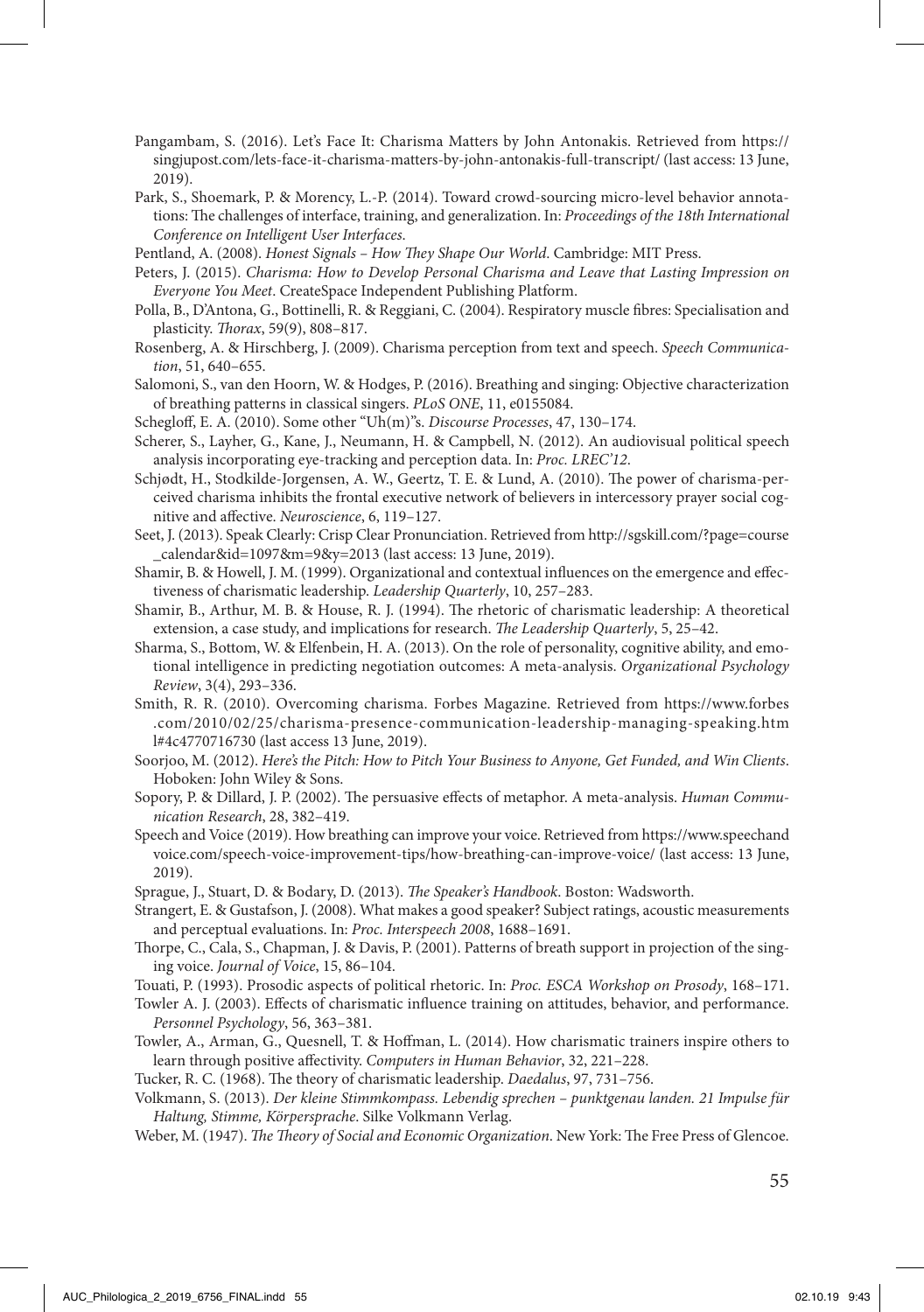Pangambam, S. (2016). Let's Face It: Charisma Matters by John Antonakis. Retrieved from https://singjupost.com/lets-face-it-charisma-matters-by-john-antonakis-full-transcript/ (last access: 13 June, 2019).

Park, S., Shoemark, P. & Morency, L.-P. (2014). Toward crowd-sourcing micro-level behavior annotations: The challenges of interface, training, and generalization. In: *Proceedings of the 18th International Conference on Intelligent User Interfaces.*

Pentland, A. (2008). *Honest Signals – How They Shape Our World*. Cambridge: MIT Press.

Peters, J. (2015). *Charisma: How to Develop Personal Charisma and Leave that Lasting Impression on Everyone You Meet*. CreateSpace Independent Publishing Platform.

Polla, B., D'Antona, G., Bottinelli, R. & Reggiani, C. (2004). Respiratory muscle fibres: Specialisation and plasticity. *Thorax*, 59(9), 808–817.

Rosenberg, A. & Hirschberg, J. (2009). Charisma perception from text and speech. *Speech Communication*, 51, 640–655.

Salomoni, S., van den Hoorn, W. & Hodges, P. (2016). Breathing and singing: Objective characterization of breathing patterns in classical singers. *PLoS ONE*, 11, e0155084.

Schegloff, E. A. (2010). Some other "Uh(m)"s. *Discourse Processes*, 47, 130–174.

Scherer, S., Layher, G., Kane, J., Neumann, H. & Campbell, N. (2012). An audiovisual political speech analysis incorporating eye-tracking and perception data. In: *Proc. LREC'12*.

Schjødt, H., Stodkilde-Jorgensen, A. W., Geertz, T. E. & Lund, A. (2010). The power of charisma-perceived charisma inhibits the frontal executive network of believers in intercessory prayer social cognitive and affective. *Neuroscience*, 6, 119–127.

Seet, J. (2013). Speak Clearly: Crisp Clear Pronunciation. Retrieved from http://sgskill.com/?page=course_calendar&id=1097&m=9&y=2013 (last access: 13 June, 2019).

Shamir, B. & Howell, J. M. (1999). Organizational and contextual influences on the emergence and effectiveness of charismatic leadership. *Leadership Quarterly*, 10, 257–283.

Shamir, B., Arthur, M. B. & House, R. J. (1994). The rhetoric of charismatic leadership: A theoretical extension, a case study, and implications for research. *The Leadership Quarterly*, 5, 25–42.

Sharma, S., Bottom, W. & Elfenbein, H. A. (2013). On the role of personality, cognitive ability, and emotional intelligence in predicting negotiation outcomes: A meta-analysis. *Organizational Psychology Review*, 3(4), 293–336.

Smith, R. R. (2010). Overcoming charisma. Forbes Magazine. Retrieved from https://www.forbes.com/2010/02/25/charisma-presence-communication-leadership-managing-speaking.html#4c4770716730 (last access 13 June, 2019).

Soorjoo, M. (2012). *Here's the Pitch: How to Pitch Your Business to Anyone, Get Funded, and Win Clients*. Hoboken: John Wiley & Sons.

Sopory, P. & Dillard, J. P. (2002). The persuasive effects of metaphor. A meta-analysis. *Human Communication Research*, 28, 382–419.

Speech and Voice (2019). How breathing can improve your voice. Retrieved from https://www.speechandvoice.com/speech-voice-improvement-tips/how-breathing-can-improve-voice/ (last access: 13 June, 2019).

Sprague, J., Stuart, D. & Bodary, D. (2013). *The Speaker's Handbook*. Boston: Wadsworth.

Strangert, E. & Gustafson, J. (2008). What makes a good speaker? Subject ratings, acoustic measurements and perceptual evaluations. In: *Proc. Interspeech 2008*, 1688–1691.

Thorpe, C., Cala, S., Chapman, J. & Davis, P. (2001). Patterns of breath support in projection of the singing voice. *Journal of Voice*, 15, 86–104.

Touati, P. (1993). Prosodic aspects of political rhetoric. In: *Proc. ESCA Workshop on Prosody*, 168–171.

Towler A. J. (2003). Effects of charismatic influence training on attitudes, behavior, and performance. *Personnel Psychology*, 56, 363–381.

Towler, A., Arman, G., Quesnell, T. & Hoffman, L. (2014). How charismatic trainers inspire others to learn through positive affectivity. *Computers in Human Behavior*, 32, 221–228.

Tucker, R. C. (1968). The theory of charismatic leadership. *Daedalus*, 97, 731–756.

Volkmann, S. (2013). *Der kleine Stimmkompass. Lebendig sprechen – punktgenau landen. 21 Impulse für Haltung, Stimme, Körpersprache*. Silke Volkmann Verlag.

Weber, M. (1947). *The Theory of Social and Economic Organization*. New York: The Free Press of Glencoe.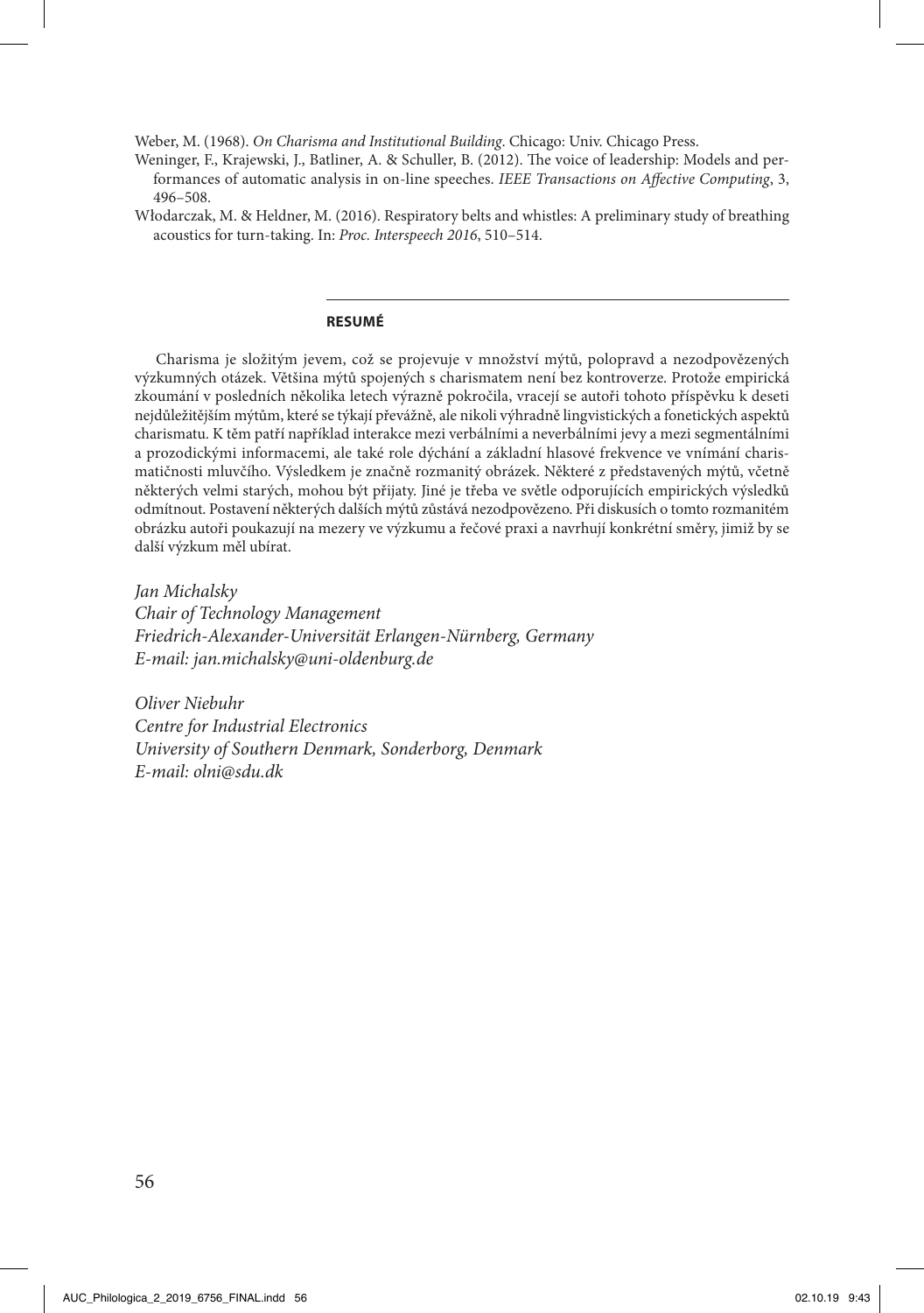Weber, M. (1968). *On Charisma and Institutional Building*. Chicago: Univ. Chicago Press.

Weninger, F., Krajewski, J., Batliner, A. & Schuller, B. (2012). The voice of leadership: Models and performances of automatic analysis in on-line speeches. *IEEE Transactions on Affective Computing*, 3, 496–508.

Włodarczak, M. & Heldner, M. (2016). Respiratory belts and whistles: A preliminary study of breathing acoustics for turn-taking. In: *Proc. Interspeech 2016*, 510–514.

## RESUMÉ

Charisma je složitým jevem, což se projevuje v množství mýtů, polopravd a nezodpovězených výzkumných otázek. Většina mýtů spojených s charismatem není bez kontroverze. Protože empirická zkoumání v posledních několika letech výrazně pokročila, vracejí se autoři tohoto příspěvku k deseti nejdůležitějším mýtům, které se týkají převážně, ale nikoli výhradně lingvistických a fonetických aspektů charismatu. K těm patří například interakce mezi verbálními a neverbálními jevy a mezi segmentálními a prozodickými informacemi, ale také role dýchání a základní hlasové frekvence ve vnímání charismatičnosti mluvčího. Výsledkem je značně rozmanitý obrázek. Některé z představených mýtů, včetně některých velmi starých, mohou být přijaty. Jiné je třeba ve světle odporujících empirických výsledků odmítnout. Postavení některých dalších mýtů zůstává nezodpovězeno. Při diskusích o tomto rozmanitém obrázku autoři poukazují na mezery ve výzkumu a řečové praxi a navrhují konkrétní směry, jimiž by se další výzkum měl ubírat.

*Jan Michalsky*
*Chair of Technology Management*
*Friedrich-Alexander-Universität Erlangen-Nürnberg, Germany*
*E-mail: jan.michalsky@uni-oldenburg.de*

*Oliver Niebuhr*
*Centre for Industrial Electronics*
*University of Southern Denmark, Sonderborg, Denmark*
*E-mail: olni@sdu.dk*